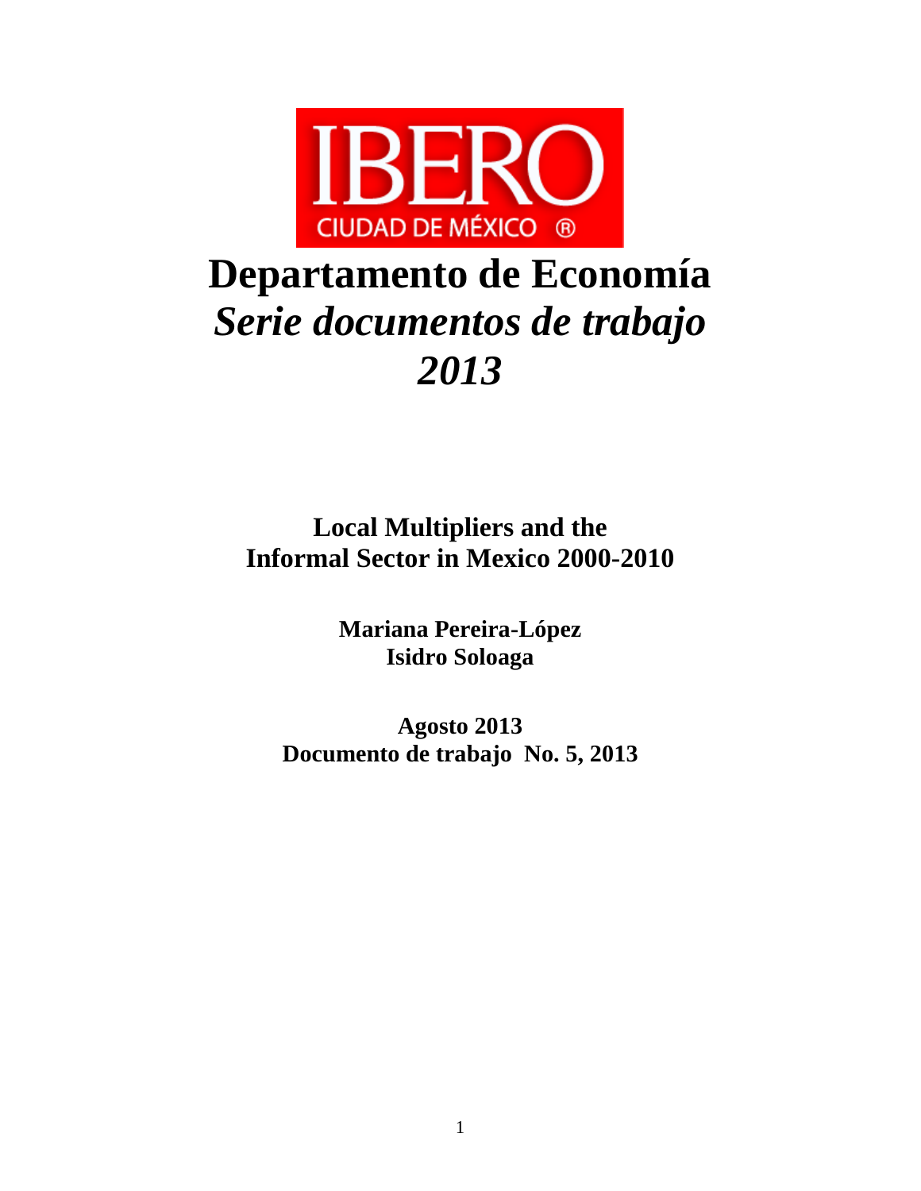IBERO
CIUDAD DE MÉXICO ®

# Departamento de Economía
# *Serie documentos de trabajo 2013*

## Local Multipliers and the Informal Sector in Mexico 2000-2010

**Mariana Pereira-López**
**Isidro Soloaga**

**Agosto 2013**
**Documento de trabajo No. 5, 2013**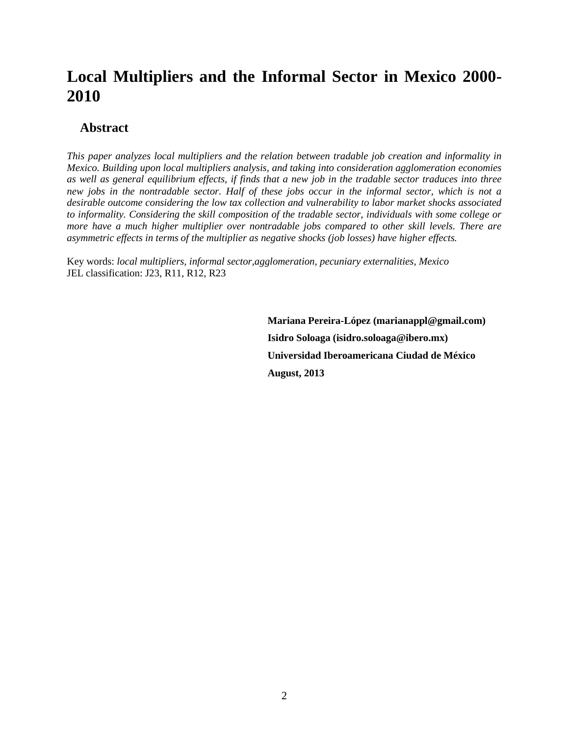# Local Multipliers and the Informal Sector in Mexico 2000-2010

## Abstract

*This paper analyzes local multipliers and the relation between tradable job creation and informality in Mexico. Building upon local multipliers analysis, and taking into consideration agglomeration economies as well as general equilibrium effects, if finds that a new job in the tradable sector traduces into three new jobs in the nontradable sector. Half of these jobs occur in the informal sector, which is not a desirable outcome considering the low tax collection and vulnerability to labor market shocks associated to informality. Considering the skill composition of the tradable sector, individuals with some college or more have a much higher multiplier over nontradable jobs compared to other skill levels. There are asymmetric effects in terms of the multiplier as negative shocks (job losses) have higher effects.*

Key words: *local multipliers, informal sector,agglomeration, pecuniary externalities, Mexico*
JEL classification: J23, R11, R12, R23

**Mariana Pereira-López (marianappl@gmail.com)**
**Isidro Soloaga (isidro.soloaga@ibero.mx)**
**Universidad Iberoamericana Ciudad de México**
**August, 2013**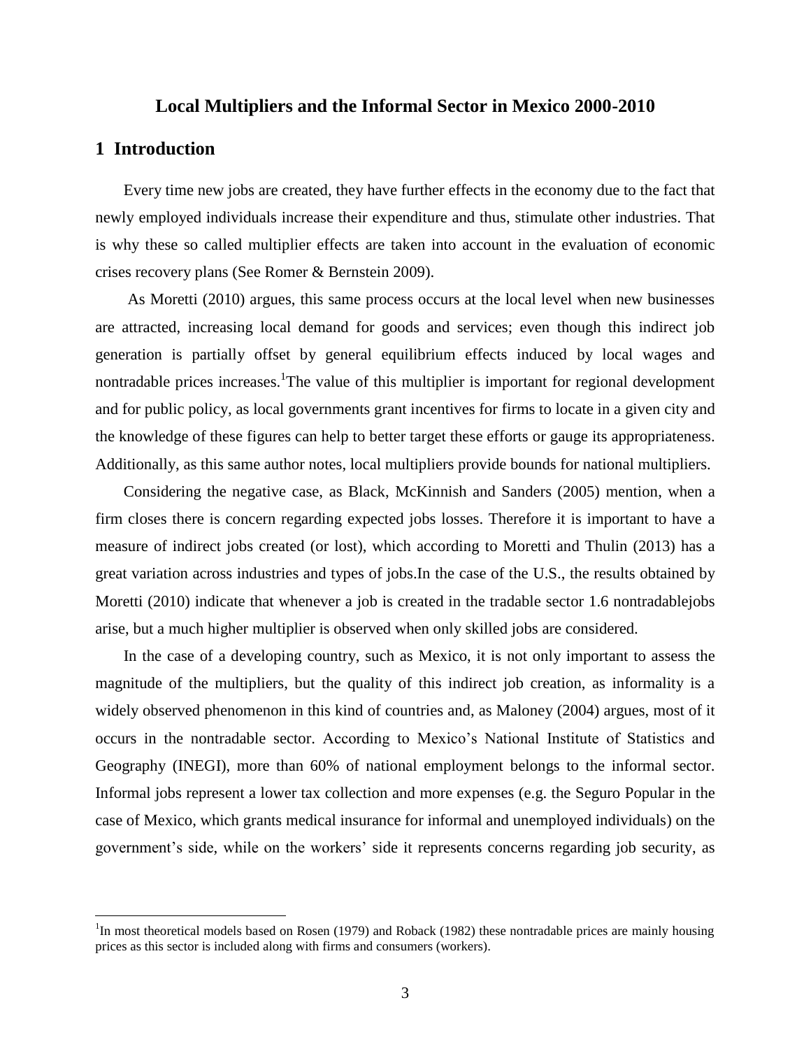# Local Multipliers and the Informal Sector in Mexico 2000-2010

## 1 Introduction

Every time new jobs are created, they have further effects in the economy due to the fact that newly employed individuals increase their expenditure and thus, stimulate other industries. That is why these so called multiplier effects are taken into account in the evaluation of economic crises recovery plans (See Romer & Bernstein 2009).

As Moretti (2010) argues, this same process occurs at the local level when new businesses are attracted, increasing local demand for goods and services; even though this indirect job generation is partially offset by general equilibrium effects induced by local wages and nontradable prices increases.[1] The value of this multiplier is important for regional development and for public policy, as local governments grant incentives for firms to locate in a given city and the knowledge of these figures can help to better target these efforts or gauge its appropriateness. Additionally, as this same author notes, local multipliers provide bounds for national multipliers.

Considering the negative case, as Black, McKinnish and Sanders (2005) mention, when a firm closes there is concern regarding expected jobs losses. Therefore it is important to have a measure of indirect jobs created (or lost), which according to Moretti and Thulin (2013) has a great variation across industries and types of jobs.In the case of the U.S., the results obtained by Moretti (2010) indicate that whenever a job is created in the tradable sector 1.6 nontradablejobs arise, but a much higher multiplier is observed when only skilled jobs are considered.

In the case of a developing country, such as Mexico, it is not only important to assess the magnitude of the multipliers, but the quality of this indirect job creation, as informality is a widely observed phenomenon in this kind of countries and, as Maloney (2004) argues, most of it occurs in the nontradable sector. According to Mexico's National Institute of Statistics and Geography (INEGI), more than 60% of national employment belongs to the informal sector. Informal jobs represent a lower tax collection and more expenses (e.g. the Seguro Popular in the case of Mexico, which grants medical insurance for informal and unemployed individuals) on the government's side, while on the workers' side it represents concerns regarding job security, as

[1] In most theoretical models based on Rosen (1979) and Roback (1982) these nontradable prices are mainly housing prices as this sector is included along with firms and consumers (workers).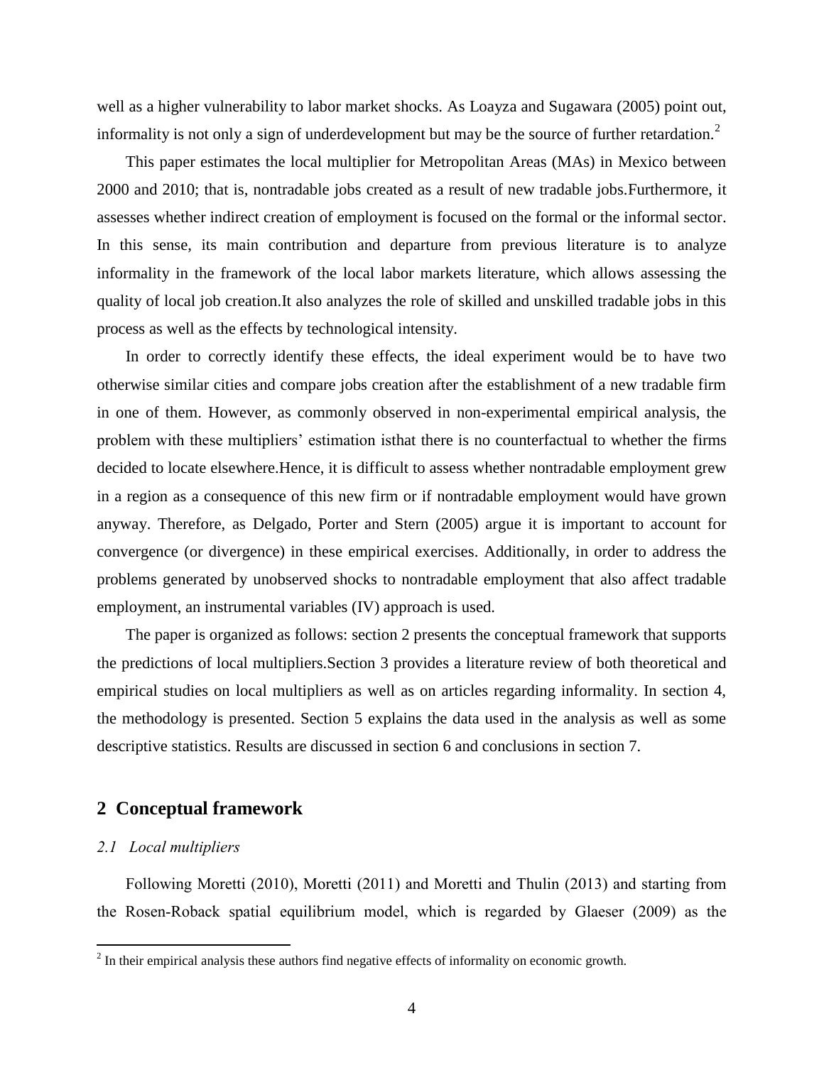well as a higher vulnerability to labor market shocks. As Loayza and Sugawara (2005) point out, informality is not only a sign of underdevelopment but may be the source of further retardation.[2]

This paper estimates the local multiplier for Metropolitan Areas (MAs) in Mexico between 2000 and 2010; that is, nontradable jobs created as a result of new tradable jobs.Furthermore, it assesses whether indirect creation of employment is focused on the formal or the informal sector. In this sense, its main contribution and departure from previous literature is to analyze informality in the framework of the local labor markets literature, which allows assessing the quality of local job creation.It also analyzes the role of skilled and unskilled tradable jobs in this process as well as the effects by technological intensity.

In order to correctly identify these effects, the ideal experiment would be to have two otherwise similar cities and compare jobs creation after the establishment of a new tradable firm in one of them. However, as commonly observed in non-experimental empirical analysis, the problem with these multipliers' estimation isthat there is no counterfactual to whether the firms decided to locate elsewhere.Hence, it is difficult to assess whether nontradable employment grew in a region as a consequence of this new firm or if nontradable employment would have grown anyway. Therefore, as Delgado, Porter and Stern (2005) argue it is important to account for convergence (or divergence) in these empirical exercises. Additionally, in order to address the problems generated by unobserved shocks to nontradable employment that also affect tradable employment, an instrumental variables (IV) approach is used.

The paper is organized as follows: section 2 presents the conceptual framework that supports the predictions of local multipliers.Section 3 provides a literature review of both theoretical and empirical studies on local multipliers as well as on articles regarding informality. In section 4, the methodology is presented. Section 5 explains the data used in the analysis as well as some descriptive statistics. Results are discussed in section 6 and conclusions in section 7.

## 2 Conceptual framework

### *2.1 Local multipliers*

Following Moretti (2010), Moretti (2011) and Moretti and Thulin (2013) and starting from the Rosen-Roback spatial equilibrium model, which is regarded by Glaeser (2009) as the

[2] In their empirical analysis these authors find negative effects of informality on economic growth.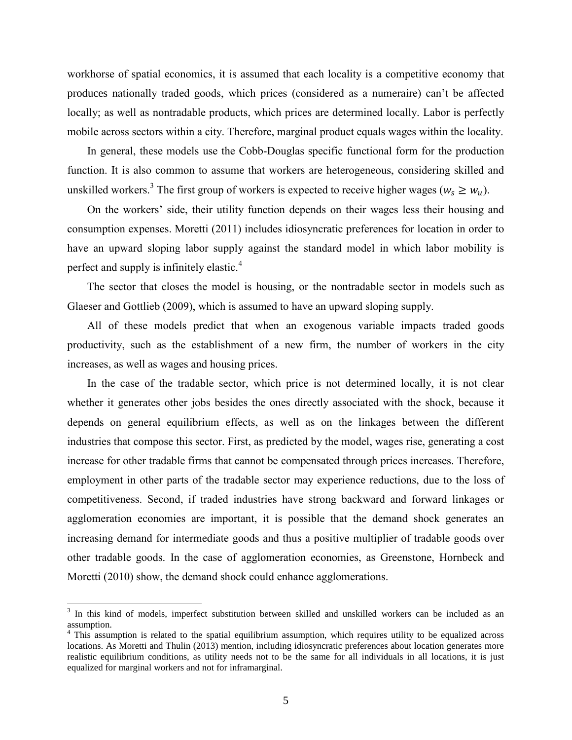workhorse of spatial economics, it is assumed that each locality is a competitive economy that produces nationally traded goods, which prices (considered as a numeraire) can't be affected locally; as well as nontradable products, which prices are determined locally. Labor is perfectly mobile across sectors within a city. Therefore, marginal product equals wages within the locality.

In general, these models use the Cobb-Douglas specific functional form for the production function. It is also common to assume that workers are heterogeneous, considering skilled and unskilled workers.[3] The first group of workers is expected to receive higher wages ($w_s \geq w_u$).

On the workers' side, their utility function depends on their wages less their housing and consumption expenses. Moretti (2011) includes idiosyncratic preferences for location in order to have an upward sloping labor supply against the standard model in which labor mobility is perfect and supply is infinitely elastic.[4]

The sector that closes the model is housing, or the nontradable sector in models such as Glaeser and Gottlieb (2009), which is assumed to have an upward sloping supply.

All of these models predict that when an exogenous variable impacts traded goods productivity, such as the establishment of a new firm, the number of workers in the city increases, as well as wages and housing prices.

In the case of the tradable sector, which price is not determined locally, it is not clear whether it generates other jobs besides the ones directly associated with the shock, because it depends on general equilibrium effects, as well as on the linkages between the different industries that compose this sector. First, as predicted by the model, wages rise, generating a cost increase for other tradable firms that cannot be compensated through prices increases. Therefore, employment in other parts of the tradable sector may experience reductions, due to the loss of competitiveness. Second, if traded industries have strong backward and forward linkages or agglomeration economies are important, it is possible that the demand shock generates an increasing demand for intermediate goods and thus a positive multiplier of tradable goods over other tradable goods. In the case of agglomeration economies, as Greenstone, Hornbeck and Moretti (2010) show, the demand shock could enhance agglomerations.

[3] In this kind of models, imperfect substitution between skilled and unskilled workers can be included as an assumption.

[4] This assumption is related to the spatial equilibrium assumption, which requires utility to be equalized across locations. As Moretti and Thulin (2013) mention, including idiosyncratic preferences about location generates more realistic equilibrium conditions, as utility needs not to be the same for all individuals in all locations, it is just equalized for marginal workers and not for inframarginal.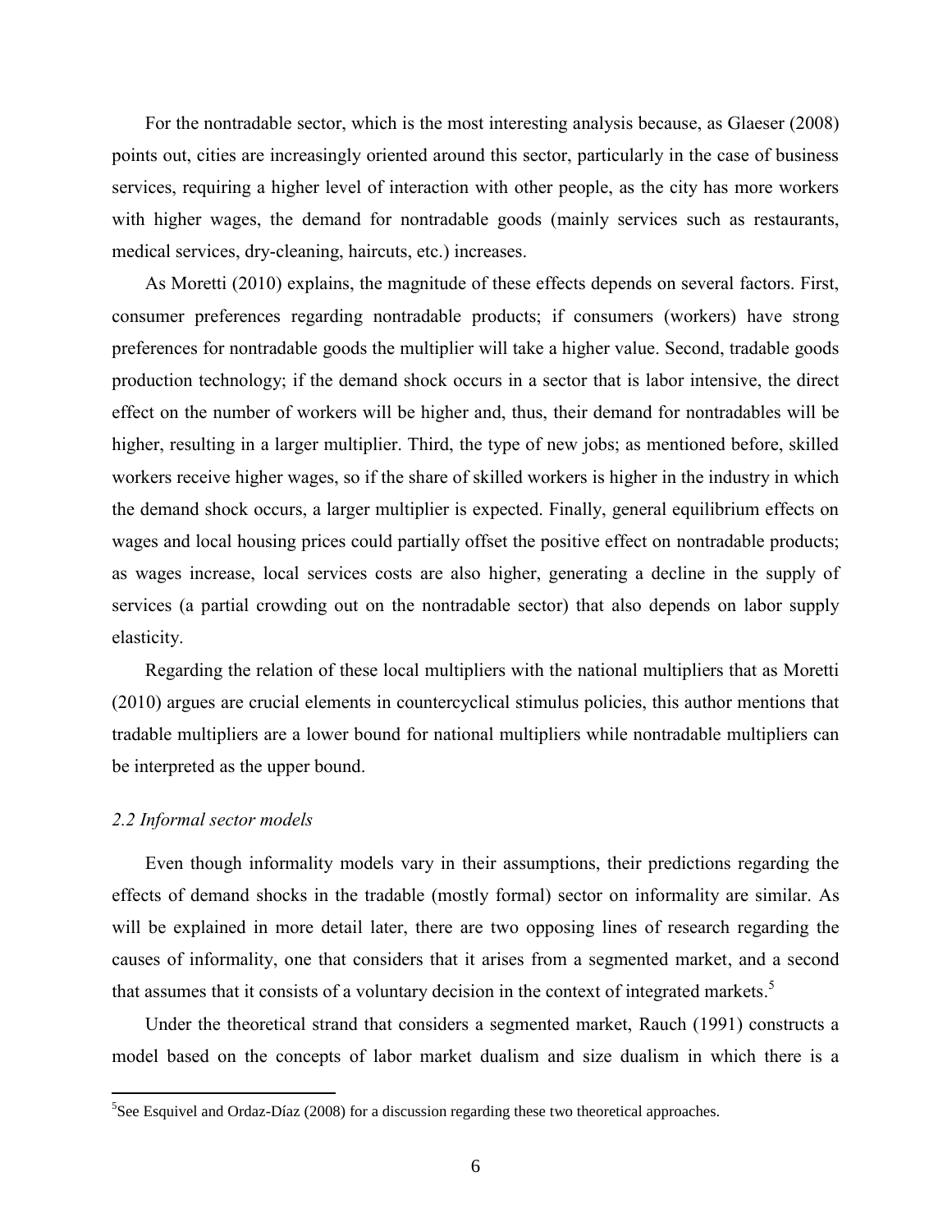For the nontradable sector, which is the most interesting analysis because, as Glaeser (2008) points out, cities are increasingly oriented around this sector, particularly in the case of business services, requiring a higher level of interaction with other people, as the city has more workers with higher wages, the demand for nontradable goods (mainly services such as restaurants, medical services, dry-cleaning, haircuts, etc.) increases.

As Moretti (2010) explains, the magnitude of these effects depends on several factors. First, consumer preferences regarding nontradable products; if consumers (workers) have strong preferences for nontradable goods the multiplier will take a higher value. Second, tradable goods production technology; if the demand shock occurs in a sector that is labor intensive, the direct effect on the number of workers will be higher and, thus, their demand for nontradables will be higher, resulting in a larger multiplier. Third, the type of new jobs; as mentioned before, skilled workers receive higher wages, so if the share of skilled workers is higher in the industry in which the demand shock occurs, a larger multiplier is expected. Finally, general equilibrium effects on wages and local housing prices could partially offset the positive effect on nontradable products; as wages increase, local services costs are also higher, generating a decline in the supply of services (a partial crowding out on the nontradable sector) that also depends on labor supply elasticity.

Regarding the relation of these local multipliers with the national multipliers that as Moretti (2010) argues are crucial elements in countercyclical stimulus policies, this author mentions that tradable multipliers are a lower bound for national multipliers while nontradable multipliers can be interpreted as the upper bound.

### *2.2 Informal sector models*

Even though informality models vary in their assumptions, their predictions regarding the effects of demand shocks in the tradable (mostly formal) sector on informality are similar. As will be explained in more detail later, there are two opposing lines of research regarding the causes of informality, one that considers that it arises from a segmented market, and a second that assumes that it consists of a voluntary decision in the context of integrated markets.[5]

Under the theoretical strand that considers a segmented market, Rauch (1991) constructs a model based on the concepts of labor market dualism and size dualism in which there is a

[5] See Esquivel and Ordaz-Díaz (2008) for a discussion regarding these two theoretical approaches.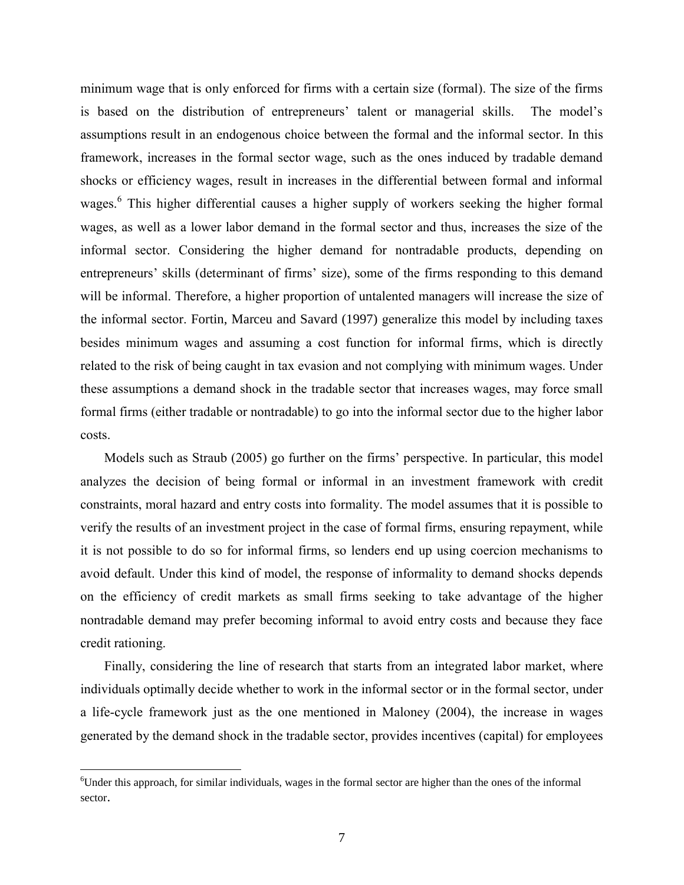minimum wage that is only enforced for firms with a certain size (formal). The size of the firms is based on the distribution of entrepreneurs' talent or managerial skills. The model's assumptions result in an endogenous choice between the formal and the informal sector. In this framework, increases in the formal sector wage, such as the ones induced by tradable demand shocks or efficiency wages, result in increases in the differential between formal and informal wages.[6] This higher differential causes a higher supply of workers seeking the higher formal wages, as well as a lower labor demand in the formal sector and thus, increases the size of the informal sector. Considering the higher demand for nontradable products, depending on entrepreneurs' skills (determinant of firms' size), some of the firms responding to this demand will be informal. Therefore, a higher proportion of untalented managers will increase the size of the informal sector. Fortin, Marceu and Savard (1997) generalize this model by including taxes besides minimum wages and assuming a cost function for informal firms, which is directly related to the risk of being caught in tax evasion and not complying with minimum wages. Under these assumptions a demand shock in the tradable sector that increases wages, may force small formal firms (either tradable or nontradable) to go into the informal sector due to the higher labor costs.

Models such as Straub (2005) go further on the firms' perspective. In particular, this model analyzes the decision of being formal or informal in an investment framework with credit constraints, moral hazard and entry costs into formality. The model assumes that it is possible to verify the results of an investment project in the case of formal firms, ensuring repayment, while it is not possible to do so for informal firms, so lenders end up using coercion mechanisms to avoid default. Under this kind of model, the response of informality to demand shocks depends on the efficiency of credit markets as small firms seeking to take advantage of the higher nontradable demand may prefer becoming informal to avoid entry costs and because they face credit rationing.

Finally, considering the line of research that starts from an integrated labor market, where individuals optimally decide whether to work in the informal sector or in the formal sector, under a life-cycle framework just as the one mentioned in Maloney (2004), the increase in wages generated by the demand shock in the tradable sector, provides incentives (capital) for employees

[6] Under this approach, for similar individuals, wages in the formal sector are higher than the ones of the informal sector.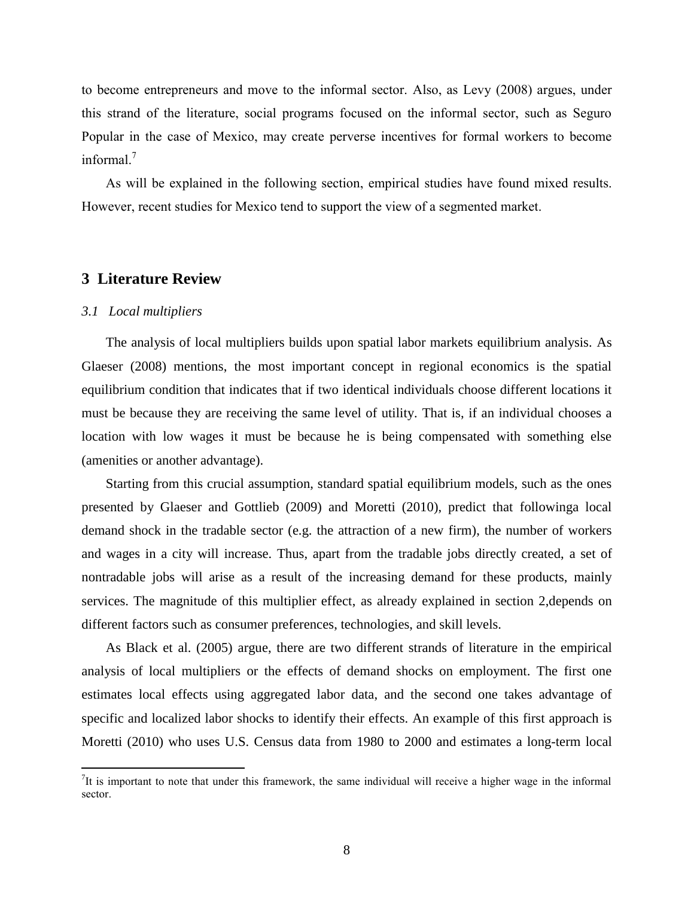to become entrepreneurs and move to the informal sector. Also, as Levy (2008) argues, under this strand of the literature, social programs focused on the informal sector, such as Seguro Popular in the case of Mexico, may create perverse incentives for formal workers to become informal.[7]

As will be explained in the following section, empirical studies have found mixed results. However, recent studies for Mexico tend to support the view of a segmented market.

## 3 Literature Review

### *3.1 Local multipliers*

The analysis of local multipliers builds upon spatial labor markets equilibrium analysis. As Glaeser (2008) mentions, the most important concept in regional economics is the spatial equilibrium condition that indicates that if two identical individuals choose different locations it must be because they are receiving the same level of utility. That is, if an individual chooses a location with low wages it must be because he is being compensated with something else (amenities or another advantage).

Starting from this crucial assumption, standard spatial equilibrium models, such as the ones presented by Glaeser and Gottlieb (2009) and Moretti (2010), predict that followinga local demand shock in the tradable sector (e.g. the attraction of a new firm), the number of workers and wages in a city will increase. Thus, apart from the tradable jobs directly created, a set of nontradable jobs will arise as a result of the increasing demand for these products, mainly services. The magnitude of this multiplier effect, as already explained in section 2,depends on different factors such as consumer preferences, technologies, and skill levels.

As Black et al. (2005) argue, there are two different strands of literature in the empirical analysis of local multipliers or the effects of demand shocks on employment. The first one estimates local effects using aggregated labor data, and the second one takes advantage of specific and localized labor shocks to identify their effects. An example of this first approach is Moretti (2010) who uses U.S. Census data from 1980 to 2000 and estimates a long-term local

[7] It is important to note that under this framework, the same individual will receive a higher wage in the informal sector.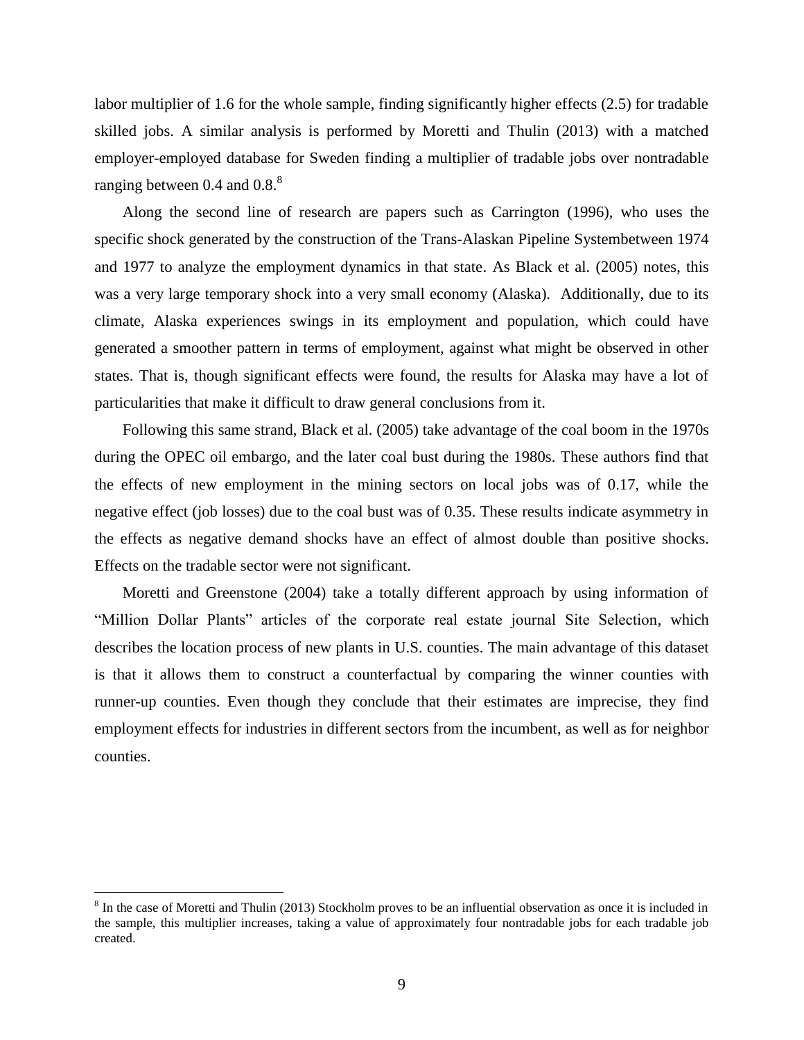labor multiplier of 1.6 for the whole sample, finding significantly higher effects (2.5) for tradable skilled jobs. A similar analysis is performed by Moretti and Thulin (2013) with a matched employer-employed database for Sweden finding a multiplier of tradable jobs over nontradable ranging between 0.4 and 0.8.[8]

Along the second line of research are papers such as Carrington (1996), who uses the specific shock generated by the construction of the Trans-Alaskan Pipeline Systembetween 1974 and 1977 to analyze the employment dynamics in that state. As Black et al. (2005) notes, this was a very large temporary shock into a very small economy (Alaska). Additionally, due to its climate, Alaska experiences swings in its employment and population, which could have generated a smoother pattern in terms of employment, against what might be observed in other states. That is, though significant effects were found, the results for Alaska may have a lot of particularities that make it difficult to draw general conclusions from it.

Following this same strand, Black et al. (2005) take advantage of the coal boom in the 1970s during the OPEC oil embargo, and the later coal bust during the 1980s. These authors find that the effects of new employment in the mining sectors on local jobs was of 0.17, while the negative effect (job losses) due to the coal bust was of 0.35. These results indicate asymmetry in the effects as negative demand shocks have an effect of almost double than positive shocks. Effects on the tradable sector were not significant.

Moretti and Greenstone (2004) take a totally different approach by using information of "Million Dollar Plants" articles of the corporate real estate journal Site Selection, which describes the location process of new plants in U.S. counties. The main advantage of this dataset is that it allows them to construct a counterfactual by comparing the winner counties with runner-up counties. Even though they conclude that their estimates are imprecise, they find employment effects for industries in different sectors from the incumbent, as well as for neighbor counties.

[8] In the case of Moretti and Thulin (2013) Stockholm proves to be an influential observation as once it is included in the sample, this multiplier increases, taking a value of approximately four nontradable jobs for each tradable job created.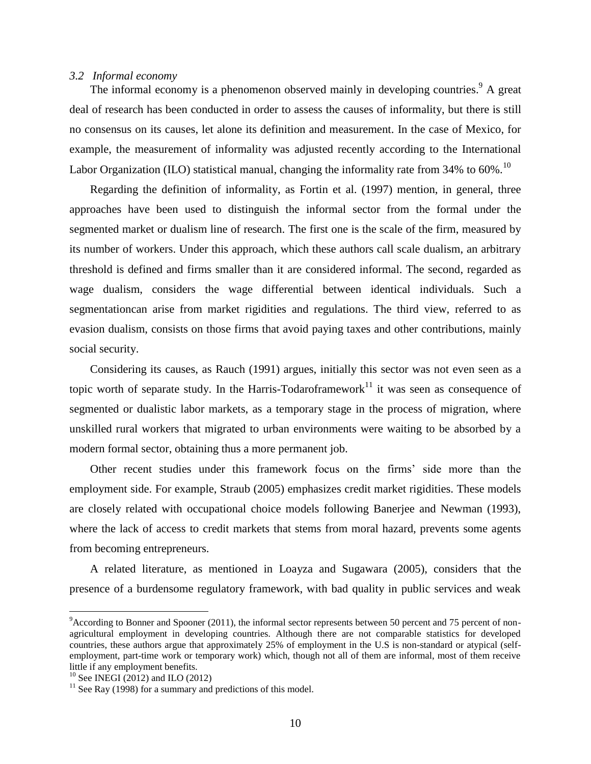### *3.2 Informal economy*

The informal economy is a phenomenon observed mainly in developing countries.[9] A great deal of research has been conducted in order to assess the causes of informality, but there is still no consensus on its causes, let alone its definition and measurement. In the case of Mexico, for example, the measurement of informality was adjusted recently according to the International Labor Organization (ILO) statistical manual, changing the informality rate from 34% to 60%.[10]

Regarding the definition of informality, as Fortin et al. (1997) mention, in general, three approaches have been used to distinguish the informal sector from the formal under the segmented market or dualism line of research. The first one is the scale of the firm, measured by its number of workers. Under this approach, which these authors call scale dualism, an arbitrary threshold is defined and firms smaller than it are considered informal. The second, regarded as wage dualism, considers the wage differential between identical individuals. Such a segmentationcan arise from market rigidities and regulations. The third view, referred to as evasion dualism, consists on those firms that avoid paying taxes and other contributions, mainly social security.

Considering its causes, as Rauch (1991) argues, initially this sector was not even seen as a topic worth of separate study. In the Harris-Todaroframework[11] it was seen as consequence of segmented or dualistic labor markets, as a temporary stage in the process of migration, where unskilled rural workers that migrated to urban environments were waiting to be absorbed by a modern formal sector, obtaining thus a more permanent job.

Other recent studies under this framework focus on the firms' side more than the employment side. For example, Straub (2005) emphasizes credit market rigidities. These models are closely related with occupational choice models following Banerjee and Newman (1993), where the lack of access to credit markets that stems from moral hazard, prevents some agents from becoming entrepreneurs.

A related literature, as mentioned in Loayza and Sugawara (2005), considers that the presence of a burdensome regulatory framework, with bad quality in public services and weak

---

[9] According to Bonner and Spooner (2011), the informal sector represents between 50 percent and 75 percent of non-agricultural employment in developing countries. Although there are not comparable statistics for developed countries, these authors argue that approximately 25% of employment in the U.S is non-standard or atypical (self-employment, part-time work or temporary work) which, though not all of them are informal, most of them receive little if any employment benefits.

[10] See INEGI (2012) and ILO (2012)

[11] See Ray (1998) for a summary and predictions of this model.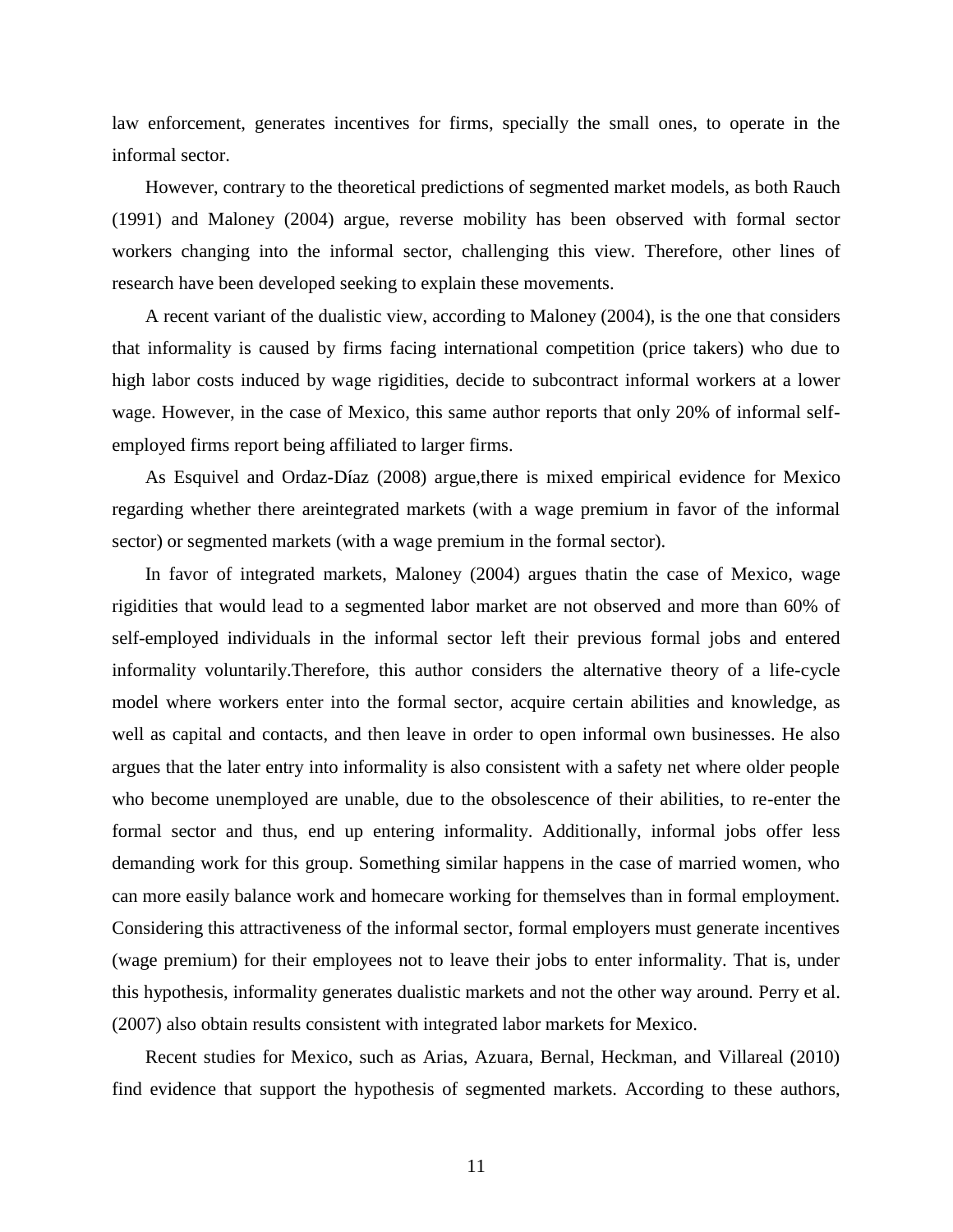law enforcement, generates incentives for firms, specially the small ones, to operate in the informal sector.

However, contrary to the theoretical predictions of segmented market models, as both Rauch (1991) and Maloney (2004) argue, reverse mobility has been observed with formal sector workers changing into the informal sector, challenging this view. Therefore, other lines of research have been developed seeking to explain these movements.

A recent variant of the dualistic view, according to Maloney (2004), is the one that considers that informality is caused by firms facing international competition (price takers) who due to high labor costs induced by wage rigidities, decide to subcontract informal workers at a lower wage. However, in the case of Mexico, this same author reports that only 20% of informal self-employed firms report being affiliated to larger firms.

As Esquivel and Ordaz-Díaz (2008) argue,there is mixed empirical evidence for Mexico regarding whether there areintegrated markets (with a wage premium in favor of the informal sector) or segmented markets (with a wage premium in the formal sector).

In favor of integrated markets, Maloney (2004) argues thatin the case of Mexico, wage rigidities that would lead to a segmented labor market are not observed and more than 60% of self-employed individuals in the informal sector left their previous formal jobs and entered informality voluntarily.Therefore, this author considers the alternative theory of a life-cycle model where workers enter into the formal sector, acquire certain abilities and knowledge, as well as capital and contacts, and then leave in order to open informal own businesses. He also argues that the later entry into informality is also consistent with a safety net where older people who become unemployed are unable, due to the obsolescence of their abilities, to re-enter the formal sector and thus, end up entering informality. Additionally, informal jobs offer less demanding work for this group. Something similar happens in the case of married women, who can more easily balance work and homecare working for themselves than in formal employment. Considering this attractiveness of the informal sector, formal employers must generate incentives (wage premium) for their employees not to leave their jobs to enter informality. That is, under this hypothesis, informality generates dualistic markets and not the other way around. Perry et al. (2007) also obtain results consistent with integrated labor markets for Mexico.

Recent studies for Mexico, such as Arias, Azuara, Bernal, Heckman, and Villareal (2010) find evidence that support the hypothesis of segmented markets. According to these authors,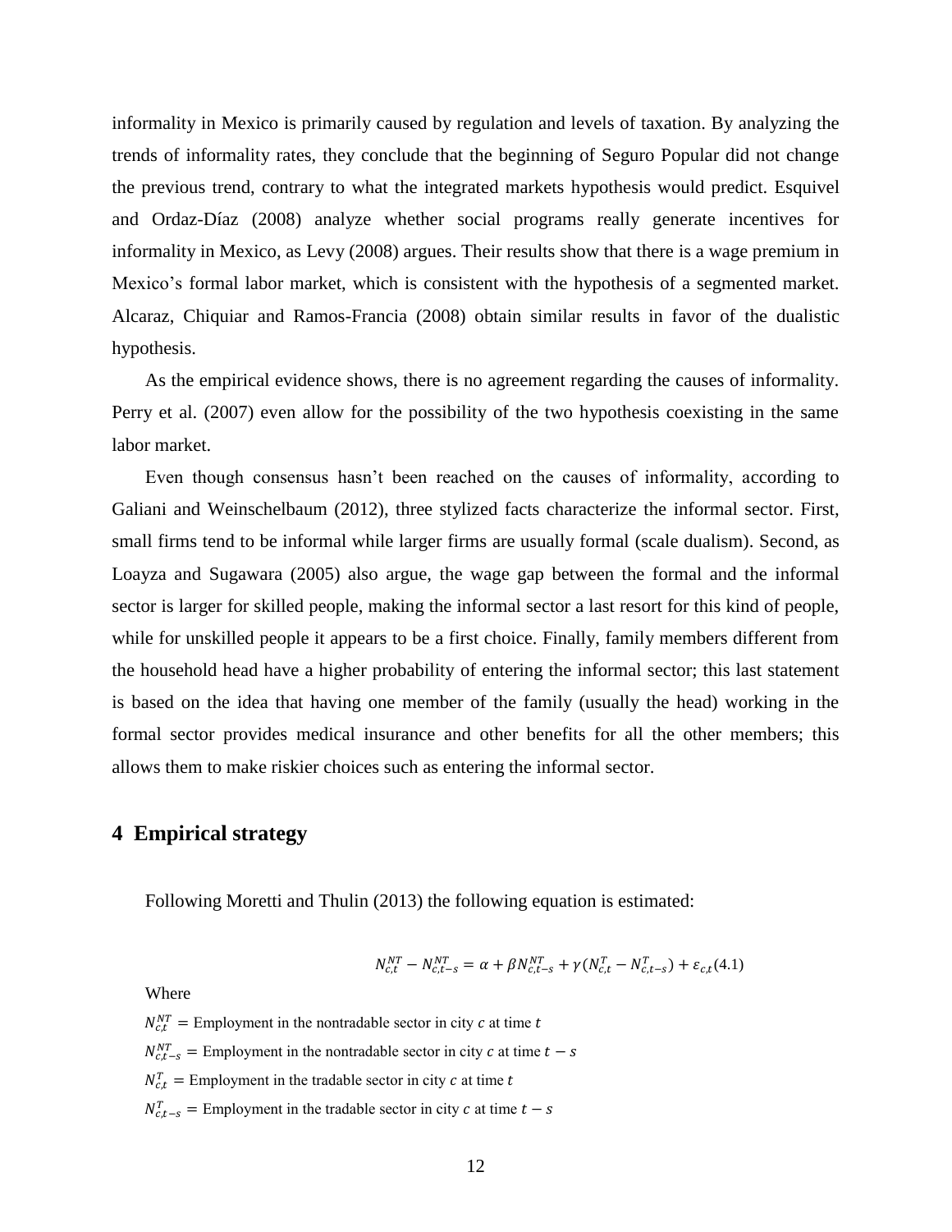informality in Mexico is primarily caused by regulation and levels of taxation. By analyzing the trends of informality rates, they conclude that the beginning of Seguro Popular did not change the previous trend, contrary to what the integrated markets hypothesis would predict. Esquivel and Ordaz-Díaz (2008) analyze whether social programs really generate incentives for informality in Mexico, as Levy (2008) argues. Their results show that there is a wage premium in Mexico's formal labor market, which is consistent with the hypothesis of a segmented market. Alcaraz, Chiquiar and Ramos-Francia (2008) obtain similar results in favor of the dualistic hypothesis.

As the empirical evidence shows, there is no agreement regarding the causes of informality. Perry et al. (2007) even allow for the possibility of the two hypothesis coexisting in the same labor market.

Even though consensus hasn't been reached on the causes of informality, according to Galiani and Weinschelbaum (2012), three stylized facts characterize the informal sector. First, small firms tend to be informal while larger firms are usually formal (scale dualism). Second, as Loayza and Sugawara (2005) also argue, the wage gap between the formal and the informal sector is larger for skilled people, making the informal sector a last resort for this kind of people, while for unskilled people it appears to be a first choice. Finally, family members different from the household head have a higher probability of entering the informal sector; this last statement is based on the idea that having one member of the family (usually the head) working in the formal sector provides medical insurance and other benefits for all the other members; this allows them to make riskier choices such as entering the informal sector.

## 4 Empirical strategy

Following Moretti and Thulin (2013) the following equation is estimated:

$$N_{c,t}^{NT} - N_{c,t-s}^{NT} = \alpha + \beta N_{c,t-s}^{NT} + \gamma (N_{c,t}^{T} - N_{c,t-s}^{T}) + \varepsilon_{c,t} \quad (4.1)$$

Where

$N_{c,t}^{NT}$ = Employment in the nontradable sector in city $c$ at time $t$

$N_{c,t-s}^{NT}$ = Employment in the nontradable sector in city $c$ at time $t-s$

$N_{c,t}^{T}$ = Employment in the tradable sector in city $c$ at time $t$

$N_{c,t-s}^{T}$ = Employment in the tradable sector in city $c$ at time $t-s$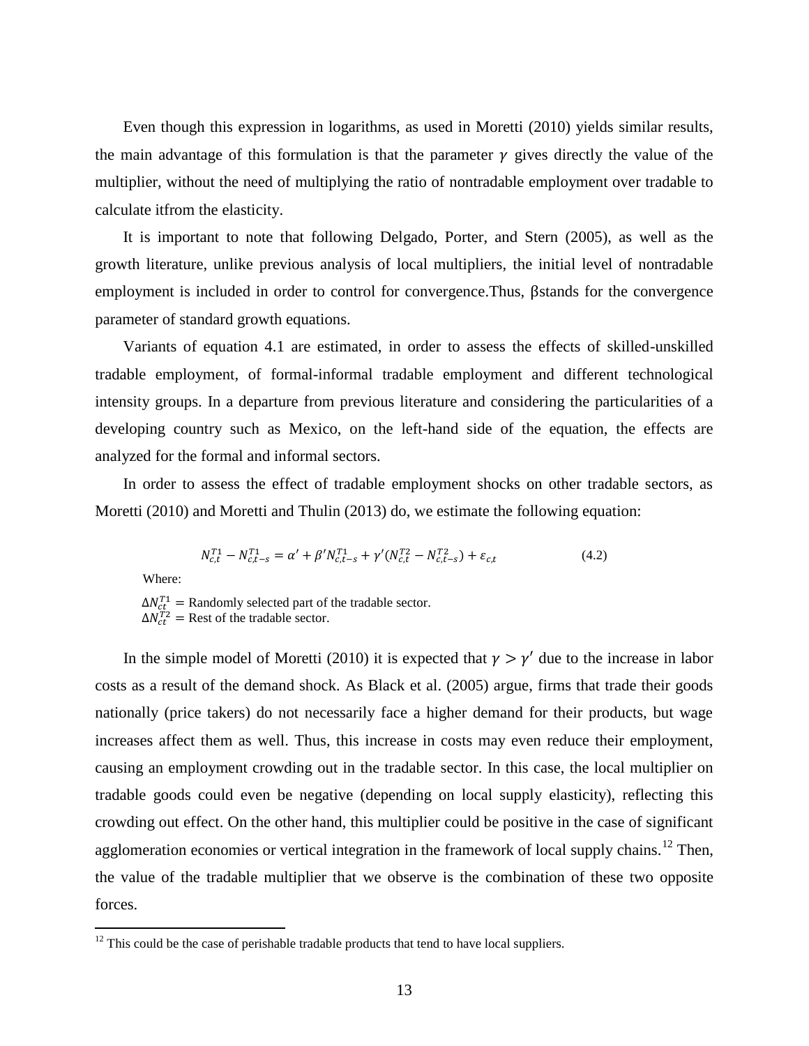Even though this expression in logarithms, as used in Moretti (2010) yields similar results, the main advantage of this formulation is that the parameter $\gamma$ gives directly the value of the multiplier, without the need of multiplying the ratio of nontradable employment over tradable to calculate itfrom the elasticity.

It is important to note that following Delgado, Porter, and Stern (2005), as well as the growth literature, unlike previous analysis of local multipliers, the initial level of nontradable employment is included in order to control for convergence.Thus, βstands for the convergence parameter of standard growth equations.

Variants of equation 4.1 are estimated, in order to assess the effects of skilled-unskilled tradable employment, of formal-informal tradable employment and different technological intensity groups. In a departure from previous literature and considering the particularities of a developing country such as Mexico, on the left-hand side of the equation, the effects are analyzed for the formal and informal sectors.

In order to assess the effect of tradable employment shocks on other tradable sectors, as Moretti (2010) and Moretti and Thulin (2013) do, we estimate the following equation:

$$N_{c,t}^{T1} - N_{c,t-s}^{T1} = \alpha' + \beta' N_{c,t-s}^{T1} + \gamma'(N_{c,t}^{T2} - N_{c,t-s}^{T2}) + \varepsilon_{c,t} \qquad (4.2)$$

Where:

$\Delta N_{ct}^{T1}$ = Randomly selected part of the tradable sector.
$\Delta N_{ct}^{T2}$ = Rest of the tradable sector.

In the simple model of Moretti (2010) it is expected that $\gamma > \gamma'$ due to the increase in labor costs as a result of the demand shock. As Black et al. (2005) argue, firms that trade their goods nationally (price takers) do not necessarily face a higher demand for their products, but wage increases affect them as well. Thus, this increase in costs may even reduce their employment, causing an employment crowding out in the tradable sector. In this case, the local multiplier on tradable goods could even be negative (depending on local supply elasticity), reflecting this crowding out effect. On the other hand, this multiplier could be positive in the case of significant agglomeration economies or vertical integration in the framework of local supply chains.[12] Then, the value of the tradable multiplier that we observe is the combination of these two opposite forces.

[12] This could be the case of perishable tradable products that tend to have local suppliers.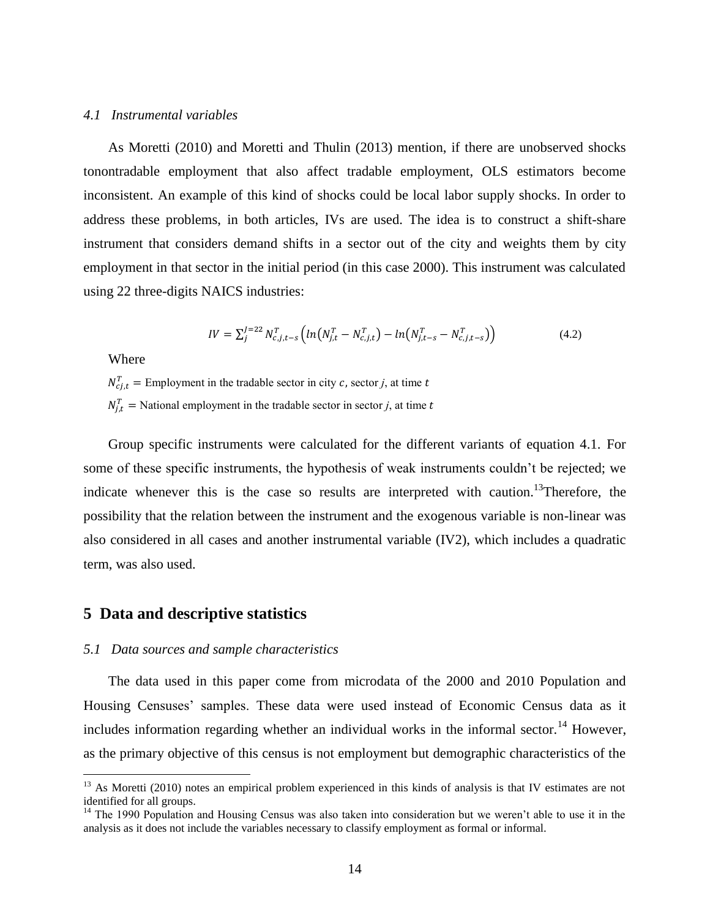### *4.1 Instrumental variables*

As Moretti (2010) and Moretti and Thulin (2013) mention, if there are unobserved shocks tonontradable employment that also affect tradable employment, OLS estimators become inconsistent. An example of this kind of shocks could be local labor supply shocks. In order to address these problems, in both articles, IVs are used. The idea is to construct a shift-share instrument that considers demand shifts in a sector out of the city and weights them by city employment in that sector in the initial period (in this case 2000). This instrument was calculated using 22 three-digits NAICS industries:

$$IV = \sum_{j}^{J=22} N_{c,j,t-s}^{T} \left( ln\left(N_{j,t}^{T} - N_{c,j,t}^{T}\right) - ln\left(N_{j,t-s}^{T} - N_{c,j,t-s}^{T}\right) \right) \tag{4.2}$$

Where

$N_{cj,t}^{T}$ = Employment in the tradable sector in city $c$, sector $j$, at time $t$

$N_{j,t}^{T}$ = National employment in the tradable sector in sector $j$, at time $t$

Group specific instruments were calculated for the different variants of equation 4.1. For some of these specific instruments, the hypothesis of weak instruments couldn't be rejected; we indicate whenever this is the case so results are interpreted with caution.[13]Therefore, the possibility that the relation between the instrument and the exogenous variable is non-linear was also considered in all cases and another instrumental variable (IV2), which includes a quadratic term, was also used.

## 5 Data and descriptive statistics

### *5.1 Data sources and sample characteristics*

The data used in this paper come from microdata of the 2000 and 2010 Population and Housing Censuses' samples. These data were used instead of Economic Census data as it includes information regarding whether an individual works in the informal sector.[14] However, as the primary objective of this census is not employment but demographic characteristics of the

[13] As Moretti (2010) notes an empirical problem experienced in this kinds of analysis is that IV estimates are not identified for all groups.

[14] The 1990 Population and Housing Census was also taken into consideration but we weren't able to use it in the analysis as it does not include the variables necessary to classify employment as formal or informal.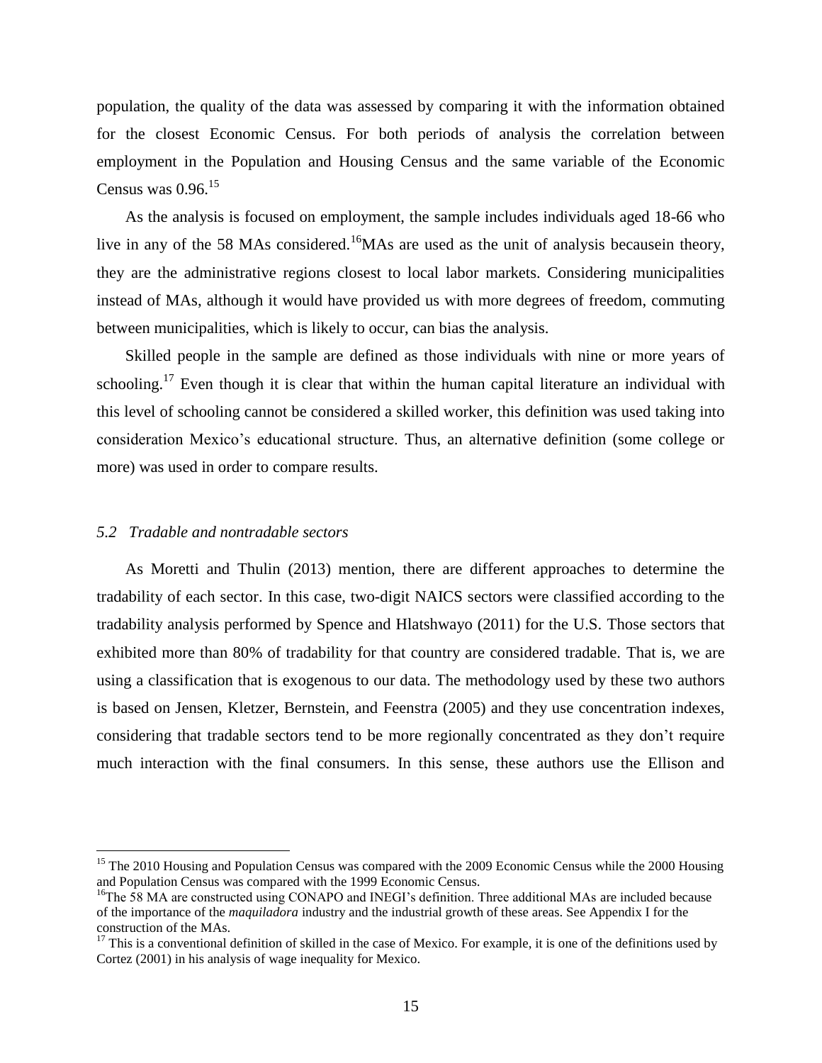population, the quality of the data was assessed by comparing it with the information obtained for the closest Economic Census. For both periods of analysis the correlation between employment in the Population and Housing Census and the same variable of the Economic Census was 0.96.[15]

As the analysis is focused on employment, the sample includes individuals aged 18-66 who live in any of the 58 MAs considered.[16]MAs are used as the unit of analysis becausein theory, they are the administrative regions closest to local labor markets. Considering municipalities instead of MAs, although it would have provided us with more degrees of freedom, commuting between municipalities, which is likely to occur, can bias the analysis.

Skilled people in the sample are defined as those individuals with nine or more years of schooling.[17] Even though it is clear that within the human capital literature an individual with this level of schooling cannot be considered a skilled worker, this definition was used taking into consideration Mexico's educational structure. Thus, an alternative definition (some college or more) was used in order to compare results.

### *5.2 Tradable and nontradable sectors*

As Moretti and Thulin (2013) mention, there are different approaches to determine the tradability of each sector. In this case, two-digit NAICS sectors were classified according to the tradability analysis performed by Spence and Hlatshwayo (2011) for the U.S. Those sectors that exhibited more than 80% of tradability for that country are considered tradable. That is, we are using a classification that is exogenous to our data. The methodology used by these two authors is based on Jensen, Kletzer, Bernstein, and Feenstra (2005) and they use concentration indexes, considering that tradable sectors tend to be more regionally concentrated as they don't require much interaction with the final consumers. In this sense, these authors use the Ellison and

---

[15] The 2010 Housing and Population Census was compared with the 2009 Economic Census while the 2000 Housing and Population Census was compared with the 1999 Economic Census.

[16]The 58 MA are constructed using CONAPO and INEGI's definition. Three additional MAs are included because of the importance of the *maquiladora* industry and the industrial growth of these areas. See Appendix I for the construction of the MAs.

[17] This is a conventional definition of skilled in the case of Mexico. For example, it is one of the definitions used by Cortez (2001) in his analysis of wage inequality for Mexico.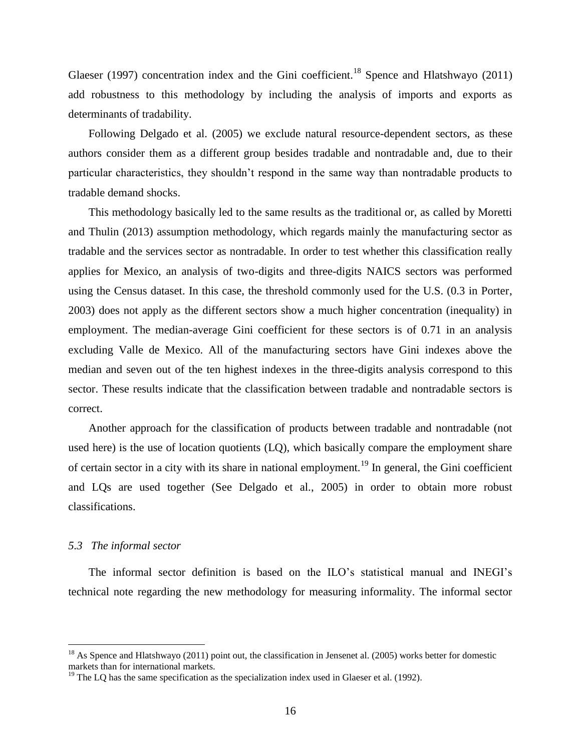Glaeser (1997) concentration index and the Gini coefficient.[18] Spence and Hlatshwayo (2011) add robustness to this methodology by including the analysis of imports and exports as determinants of tradability.

Following Delgado et al. (2005) we exclude natural resource-dependent sectors, as these authors consider them as a different group besides tradable and nontradable and, due to their particular characteristics, they shouldn't respond in the same way than nontradable products to tradable demand shocks.

This methodology basically led to the same results as the traditional or, as called by Moretti and Thulin (2013) assumption methodology, which regards mainly the manufacturing sector as tradable and the services sector as nontradable. In order to test whether this classification really applies for Mexico, an analysis of two-digits and three-digits NAICS sectors was performed using the Census dataset. In this case, the threshold commonly used for the U.S. (0.3 in Porter, 2003) does not apply as the different sectors show a much higher concentration (inequality) in employment. The median-average Gini coefficient for these sectors is of 0.71 in an analysis excluding Valle de Mexico. All of the manufacturing sectors have Gini indexes above the median and seven out of the ten highest indexes in the three-digits analysis correspond to this sector. These results indicate that the classification between tradable and nontradable sectors is correct.

Another approach for the classification of products between tradable and nontradable (not used here) is the use of location quotients (LQ), which basically compare the employment share of certain sector in a city with its share in national employment.[19] In general, the Gini coefficient and LQs are used together (See Delgado et al., 2005) in order to obtain more robust classifications.

### *5.3 The informal sector*

The informal sector definition is based on the ILO's statistical manual and INEGI's technical note regarding the new methodology for measuring informality. The informal sector

---

[18] As Spence and Hlatshwayo (2011) point out, the classification in Jensenet al. (2005) works better for domestic markets than for international markets.

[19] The LQ has the same specification as the specialization index used in Glaeser et al. (1992).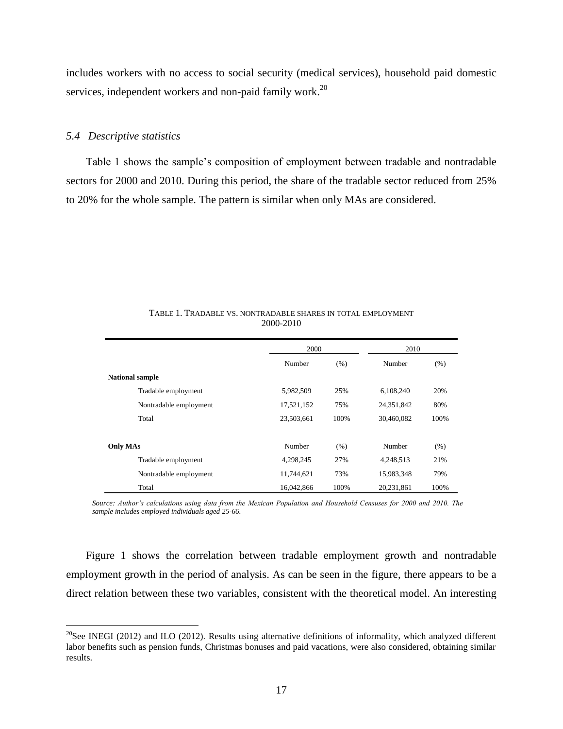includes workers with no access to social security (medical services), household paid domestic services, independent workers and non-paid family work.[20]

### *5.4 Descriptive statistics*

Table 1 shows the sample's composition of employment between tradable and nontradable sectors for 2000 and 2010. During this period, the share of the tradable sector reduced from 25% to 20% for the whole sample. The pattern is similar when only MAs are considered.

TABLE 1. TRADABLE VS. NONTRADABLE SHARES IN TOTAL EMPLOYMENT
2000-2010

| | 2000 | | 2010 | |
|---|---|---|---|---|
| | Number | (%) | Number | (%) |
| **National sample** | | | | |
| Tradable employment | 5,982,509 | 25% | 6,108,240 | 20% |
| Nontradable employment | 17,521,152 | 75% | 24,351,842 | 80% |
| Total | 23,503,661 | 100% | 30,460,082 | 100% |
| | | | | |
| **Only MAs** | Number | (%) | Number | (%) |
| Tradable employment | 4,298,245 | 27% | 4,248,513 | 21% |
| Nontradable employment | 11,744,621 | 73% | 15,983,348 | 79% |
| Total | 16,042,866 | 100% | 20,231,861 | 100% |

*Source: Author's calculations using data from the Mexican Population and Household Censuses for 2000 and 2010. The sample includes employed individuals aged 25-66.*

Figure 1 shows the correlation between tradable employment growth and nontradable employment growth in the period of analysis. As can be seen in the figure, there appears to be a direct relation between these two variables, consistent with the theoretical model. An interesting

[20] See INEGI (2012) and ILO (2012). Results using alternative definitions of informality, which analyzed different labor benefits such as pension funds, Christmas bonuses and paid vacations, were also considered, obtaining similar results.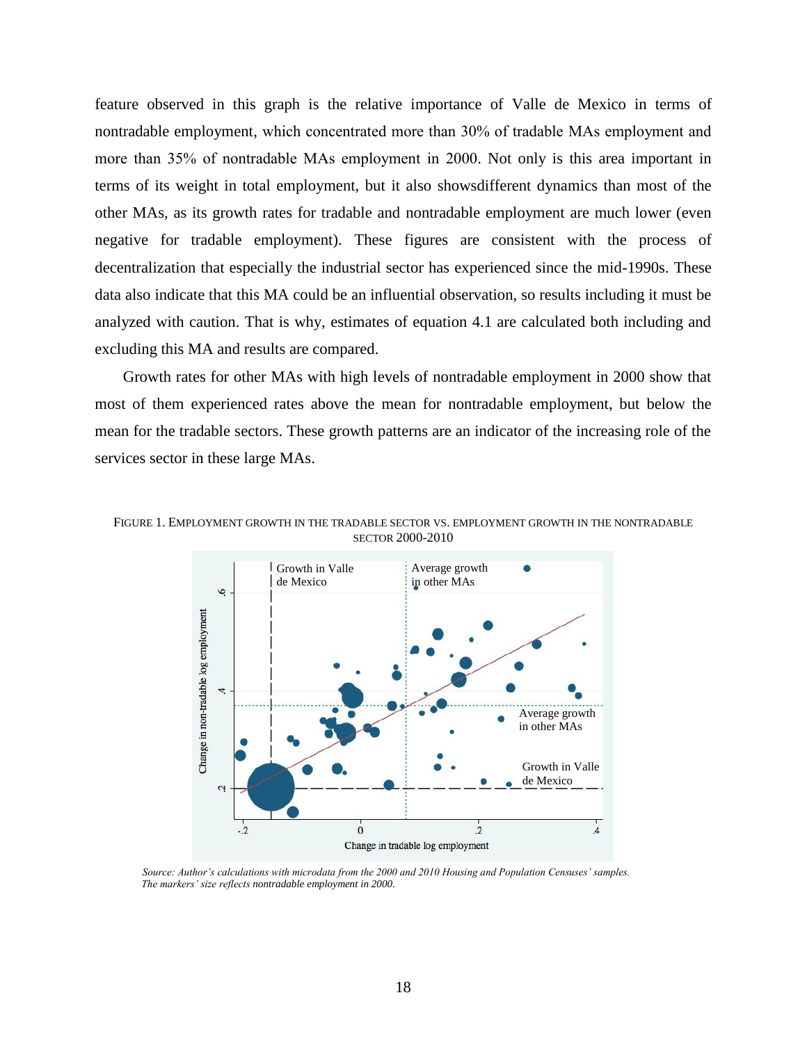feature observed in this graph is the relative importance of Valle de Mexico in terms of nontradable employment, which concentrated more than 30% of tradable MAs employment and more than 35% of nontradable MAs employment in 2000. Not only is this area important in terms of its weight in total employment, but it also showsdifferent dynamics than most of the other MAs, as its growth rates for tradable and nontradable employment are much lower (even negative for tradable employment). These figures are consistent with the process of decentralization that especially the industrial sector has experienced since the mid-1990s. These data also indicate that this MA could be an influential observation, so results including it must be analyzed with caution. That is why, estimates of equation 4.1 are calculated both including and excluding this MA and results are compared.

Growth rates for other MAs with high levels of nontradable employment in 2000 show that most of them experienced rates above the mean for nontradable employment, but below the mean for the tradable sectors. These growth patterns are an indicator of the increasing role of the services sector in these large MAs.

FIGURE 1. EMPLOYMENT GROWTH IN THE TRADABLE SECTOR VS. EMPLOYMENT GROWTH IN THE NONTRADABLE SECTOR 2000-2010

*Source: Author's calculations with microdata from the 2000 and 2010 Housing and Population Censuses' samples. The markers' size reflects nontradable employment in 2000.*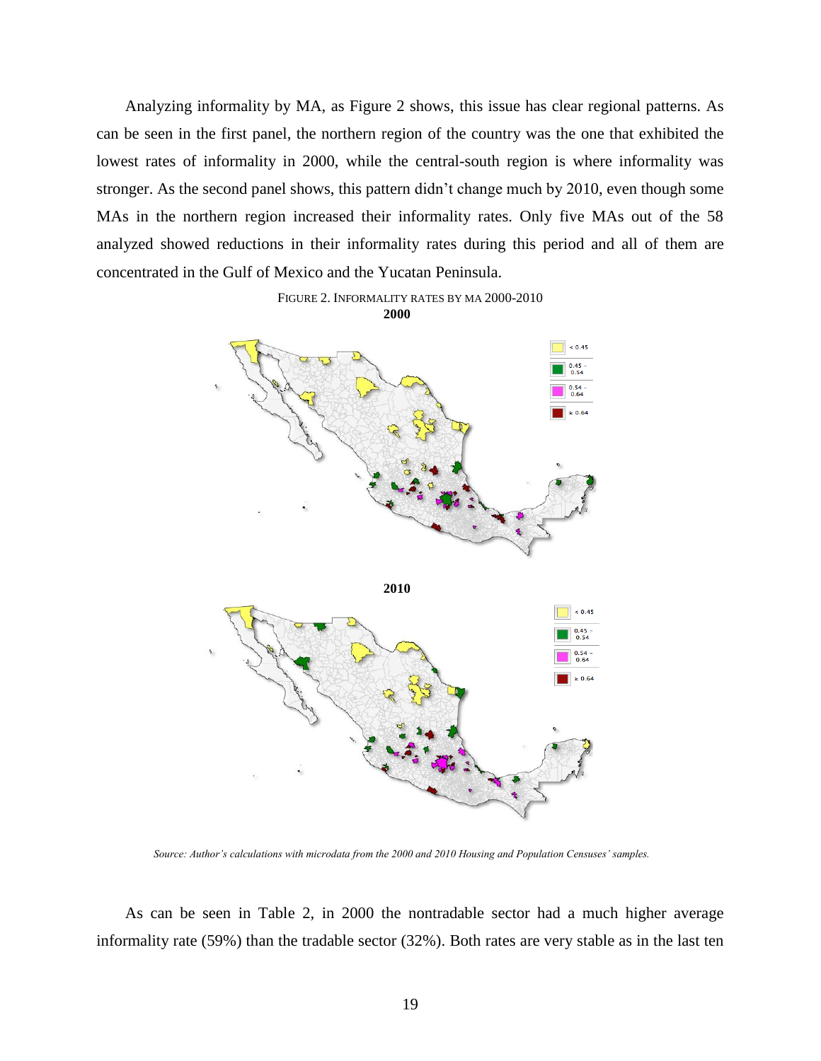Analyzing informality by MA, as Figure 2 shows, this issue has clear regional patterns. As can be seen in the first panel, the northern region of the country was the one that exhibited the lowest rates of informality in 2000, while the central-south region is where informality was stronger. As the second panel shows, this pattern didn't change much by 2010, even though some MAs in the northern region increased their informality rates. Only five MAs out of the 58 analyzed showed reductions in their informality rates during this period and all of them are concentrated in the Gulf of Mexico and the Yucatan Peninsula.

FIGURE 2. INFORMALITY RATES BY MA 2000-2010

**2000**

**2010**

*Source: Author's calculations with microdata from the 2000 and 2010 Housing and Population Censuses' samples.*

As can be seen in Table 2, in 2000 the nontradable sector had a much higher average informality rate (59%) than the tradable sector (32%). Both rates are very stable as in the last ten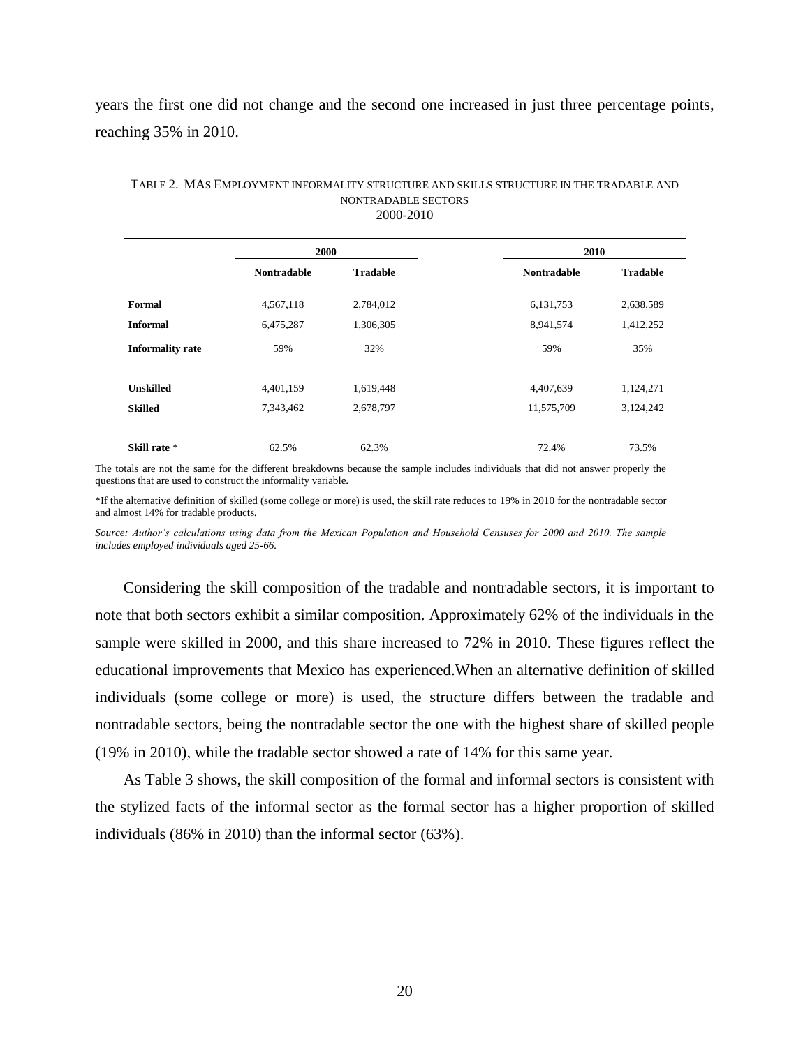years the first one did not change and the second one increased in just three percentage points, reaching 35% in 2010.

TABLE 2. MAS EMPLOYMENT INFORMALITY STRUCTURE AND SKILLS STRUCTURE IN THE TRADABLE AND NONTRADABLE SECTORS
2000-2010

| | 2000 | | 2010 | |
|---|---|---|---|---|
| | **Nontradable** | **Tradable** | **Nontradable** | **Tradable** |
| **Formal** | 4,567,118 | 2,784,012 | 6,131,753 | 2,638,589 |
| **Informal** | 6,475,287 | 1,306,305 | 8,941,574 | 1,412,252 |
| **Informality rate** | 59% | 32% | 59% | 35% |
| **Unskilled** | 4,401,159 | 1,619,448 | 4,407,639 | 1,124,271 |
| **Skilled** | 7,343,462 | 2,678,797 | 11,575,709 | 3,124,242 |
| **Skill rate** * | 62.5% | 62.3% | 72.4% | 73.5% |

The totals are not the same for the different breakdowns because the sample includes individuals that did not answer properly the questions that are used to construct the informality variable.

*If the alternative definition of skilled (some college or more) is used, the skill rate reduces to 19% in 2010 for the nontradable sector and almost 14% for tradable products.

*Source: Author's calculations using data from the Mexican Population and Household Censuses for 2000 and 2010. The sample includes employed individuals aged 25-66.*

Considering the skill composition of the tradable and nontradable sectors, it is important to note that both sectors exhibit a similar composition. Approximately 62% of the individuals in the sample were skilled in 2000, and this share increased to 72% in 2010. These figures reflect the educational improvements that Mexico has experienced.When an alternative definition of skilled individuals (some college or more) is used, the structure differs between the tradable and nontradable sectors, being the nontradable sector the one with the highest share of skilled people (19% in 2010), while the tradable sector showed a rate of 14% for this same year.

As Table 3 shows, the skill composition of the formal and informal sectors is consistent with the stylized facts of the informal sector as the formal sector has a higher proportion of skilled individuals (86% in 2010) than the informal sector (63%).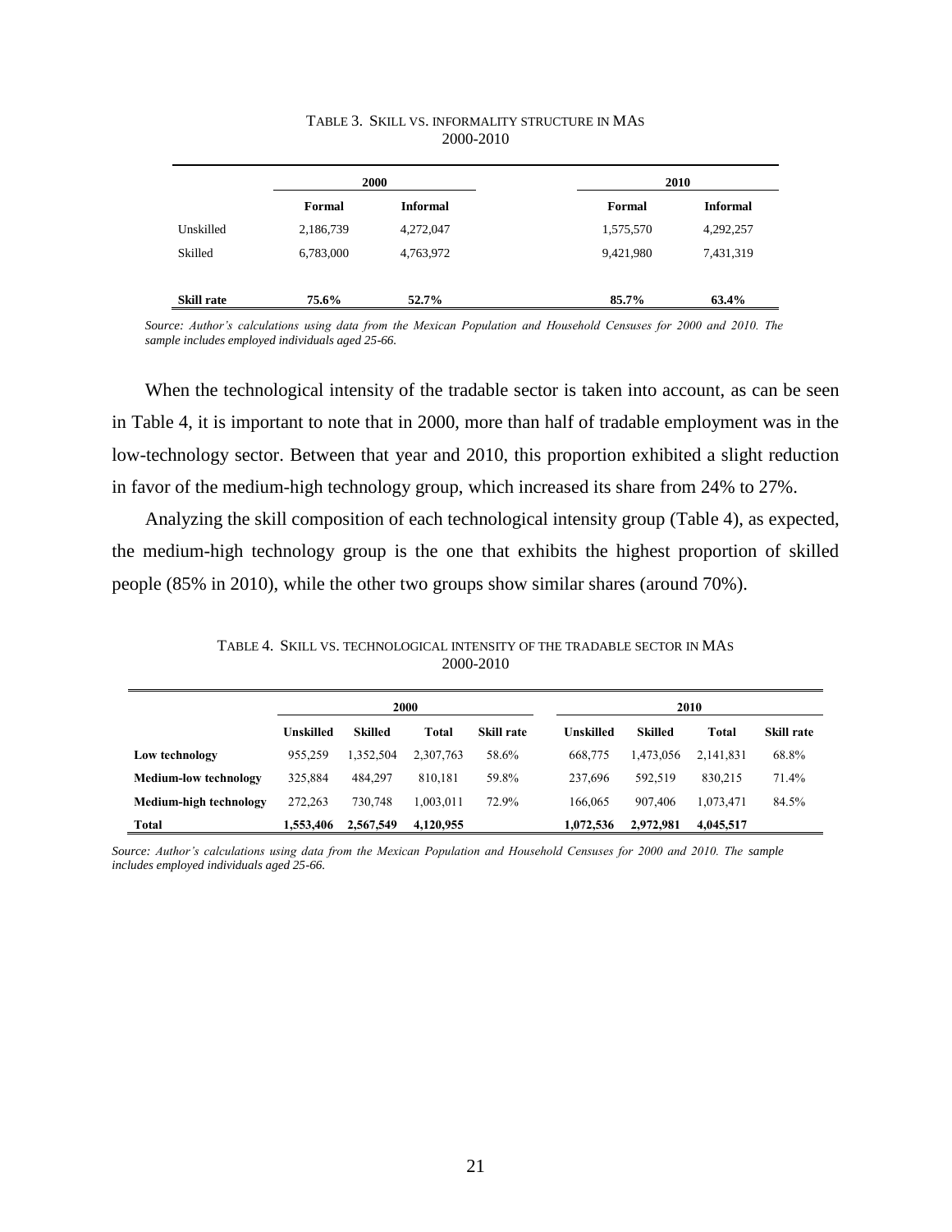TABLE 3. SKILL VS. INFORMALITY STRUCTURE IN MAS
2000-2010

| | 2000 | | 2010 | |
|---|---|---|---|---|
| | **Formal** | **Informal** | **Formal** | **Informal** |
| Unskilled | 2,186,739 | 4,272,047 | 1,575,570 | 4,292,257 |
| Skilled | 6,783,000 | 4,763,972 | 9,421,980 | 7,431,319 |
| **Skill rate** | **75.6%** | **52.7%** | **85.7%** | **63.4%** |

*Source: Author's calculations using data from the Mexican Population and Household Censuses for 2000 and 2010. The sample includes employed individuals aged 25-66.*

When the technological intensity of the tradable sector is taken into account, as can be seen in Table 4, it is important to note that in 2000, more than half of tradable employment was in the low-technology sector. Between that year and 2010, this proportion exhibited a slight reduction in favor of the medium-high technology group, which increased its share from 24% to 27%.

Analyzing the skill composition of each technological intensity group (Table 4), as expected, the medium-high technology group is the one that exhibits the highest proportion of skilled people (85% in 2010), while the other two groups show similar shares (around 70%).

TABLE 4. SKILL VS. TECHNOLOGICAL INTENSITY OF THE TRADABLE SECTOR IN MAS
2000-2010

| | 2000 | | | | 2010 | | | |
|---|---|---|---|---|---|---|---|---|
| | **Unskilled** | **Skilled** | **Total** | **Skill rate** | **Unskilled** | **Skilled** | **Total** | **Skill rate** |
| **Low technology** | 955,259 | 1,352,504 | 2,307,763 | 58.6% | 668,775 | 1,473,056 | 2,141,831 | 68.8% |
| **Medium-low technology** | 325,884 | 484,297 | 810,181 | 59.8% | 237,696 | 592,519 | 830,215 | 71.4% |
| **Medium-high technology** | 272,263 | 730,748 | 1,003,011 | 72.9% | 166,065 | 907,406 | 1,073,471 | 84.5% |
| **Total** | **1,553,406** | **2,567,549** | **4,120,955** | | **1,072,536** | **2,972,981** | **4,045,517** | |

*Source: Author's calculations using data from the Mexican Population and Household Censuses for 2000 and 2010. The sample includes employed individuals aged 25-66.*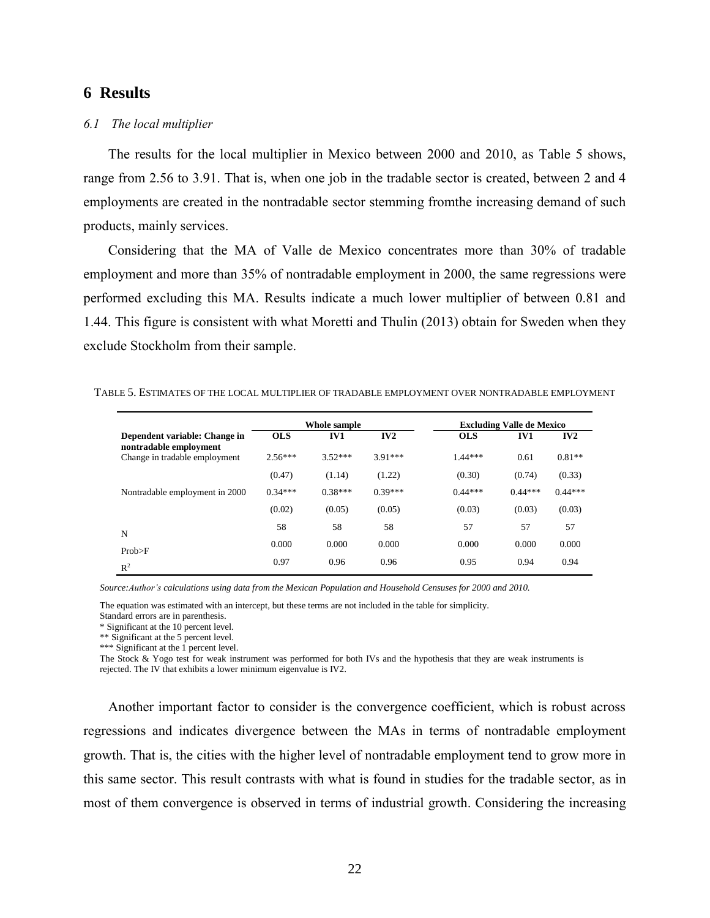# 6 Results

### *6.1 The local multiplier*

The results for the local multiplier in Mexico between 2000 and 2010, as Table 5 shows, range from 2.56 to 3.91. That is, when one job in the tradable sector is created, between 2 and 4 employments are created in the nontradable sector stemming fromthe increasing demand of such products, mainly services.

Considering that the MA of Valle de Mexico concentrates more than 30% of tradable employment and more than 35% of nontradable employment in 2000, the same regressions were performed excluding this MA. Results indicate a much lower multiplier of between 0.81 and 1.44. This figure is consistent with what Moretti and Thulin (2013) obtain for Sweden when they exclude Stockholm from their sample.

TABLE 5. ESTIMATES OF THE LOCAL MULTIPLIER OF TRADABLE EMPLOYMENT OVER NONTRADABLE EMPLOYMENT

| | Whole sample | | | Excluding Valle de Mexico | | |
|---|---|---|---|---|---|---|
| **Dependent variable: Change in nontradable employment** | **OLS** | **IV1** | **IV2** | **OLS** | **IV1** | **IV2** |
| Change in tradable employment | 2.56*** | 3.52*** | 3.91*** | 1.44*** | 0.61 | 0.81** |
| | (0.47) | (1.14) | (1.22) | (0.30) | (0.74) | (0.33) |
| Nontradable employment in 2000 | 0.34*** | 0.38*** | 0.39*** | 0.44*** | 0.44*** | 0.44*** |
| | (0.02) | (0.05) | (0.05) | (0.03) | (0.03) | (0.03) |
| N | 58 | 58 | 58 | 57 | 57 | 57 |
| Prob>F | 0.000 | 0.000 | 0.000 | 0.000 | 0.000 | 0.000 |
| $R^2$ | 0.97 | 0.96 | 0.96 | 0.95 | 0.94 | 0.94 |

*Source:Author's calculations using data from the Mexican Population and Household Censuses for 2000 and 2010.*

The equation was estimated with an intercept, but these terms are not included in the table for simplicity.
Standard errors are in parenthesis.
\* Significant at the 10 percent level.
\*\* Significant at the 5 percent level.
\*\*\* Significant at the 1 percent level.
The Stock & Yogo test for weak instrument was performed for both IVs and the hypothesis that they are weak instruments is rejected. The IV that exhibits a lower minimum eigenvalue is IV2.

Another important factor to consider is the convergence coefficient, which is robust across regressions and indicates divergence between the MAs in terms of nontradable employment growth. That is, the cities with the higher level of nontradable employment tend to grow more in this same sector. This result contrasts with what is found in studies for the tradable sector, as in most of them convergence is observed in terms of industrial growth. Considering the increasing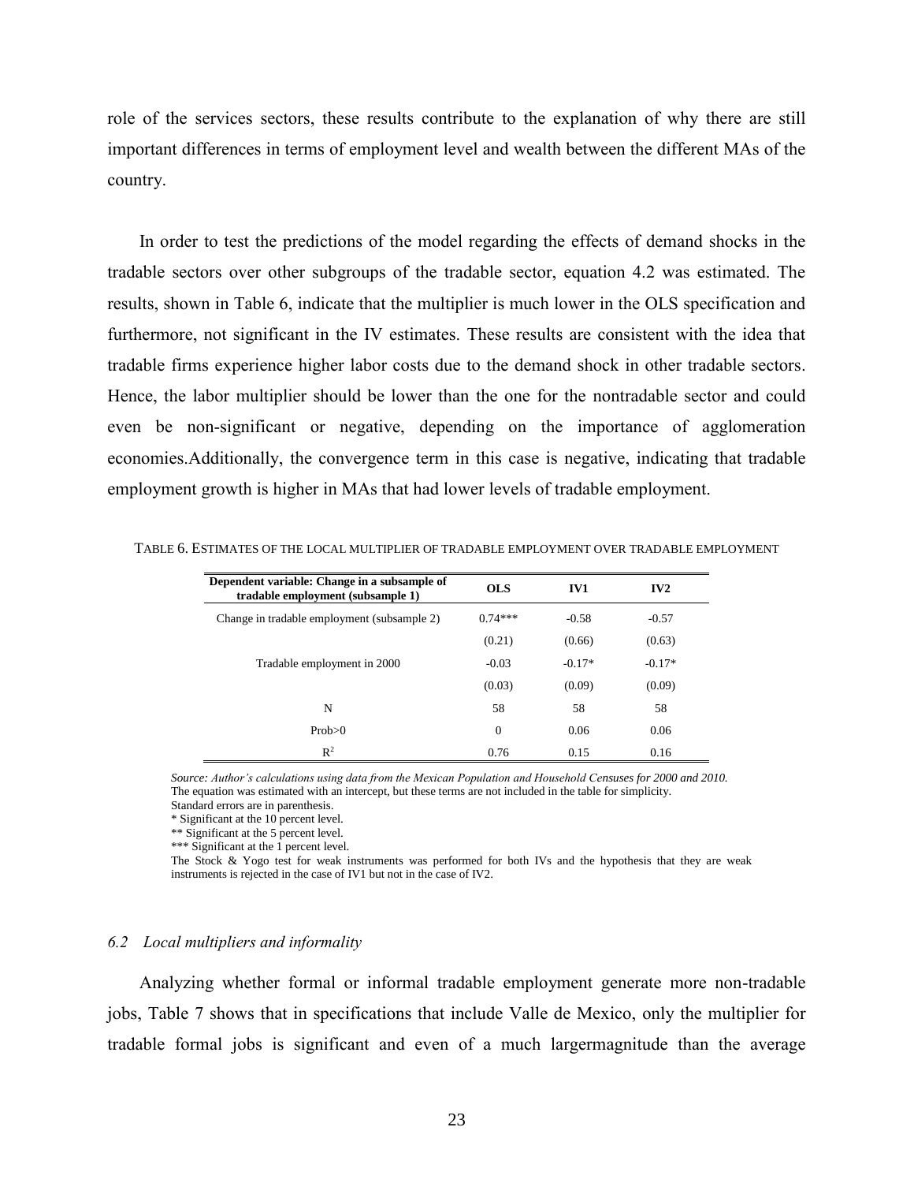role of the services sectors, these results contribute to the explanation of why there are still important differences in terms of employment level and wealth between the different MAs of the country.

In order to test the predictions of the model regarding the effects of demand shocks in the tradable sectors over other subgroups of the tradable sector, equation 4.2 was estimated. The results, shown in Table 6, indicate that the multiplier is much lower in the OLS specification and furthermore, not significant in the IV estimates. These results are consistent with the idea that tradable firms experience higher labor costs due to the demand shock in other tradable sectors. Hence, the labor multiplier should be lower than the one for the nontradable sector and could even be non-significant or negative, depending on the importance of agglomeration economies.Additionally, the convergence term in this case is negative, indicating that tradable employment growth is higher in MAs that had lower levels of tradable employment.

TABLE 6. ESTIMATES OF THE LOCAL MULTIPLIER OF TRADABLE EMPLOYMENT OVER TRADABLE EMPLOYMENT

| Dependent variable: Change in a subsample of tradable employment (subsample 1) | OLS | IV1 | IV2 |
|---|---|---|---|
| Change in tradable employment (subsample 2) | 0.74*** | -0.58 | -0.57 |
| | (0.21) | (0.66) | (0.63) |
| Tradable employment in 2000 | -0.03 | -0.17* | -0.17* |
| | (0.03) | (0.09) | (0.09) |
| N | 58 | 58 | 58 |
| Prob>0 | 0 | 0.06 | 0.06 |
| $R^2$ | 0.76 | 0.15 | 0.16 |

*Source: Author's calculations using data from the Mexican Population and Household Censuses for 2000 and 2010.*
The equation was estimated with an intercept, but these terms are not included in the table for simplicity.
Standard errors are in parenthesis.
\* Significant at the 10 percent level.
\** Significant at the 5 percent level.
\*** Significant at the 1 percent level.
The Stock & Yogo test for weak instruments was performed for both IVs and the hypothesis that they are weak instruments is rejected in the case of IV1 but not in the case of IV2.

### *6.2 Local multipliers and informality*

Analyzing whether formal or informal tradable employment generate more non-tradable jobs, Table 7 shows that in specifications that include Valle de Mexico, only the multiplier for tradable formal jobs is significant and even of a much largermagnitude than the average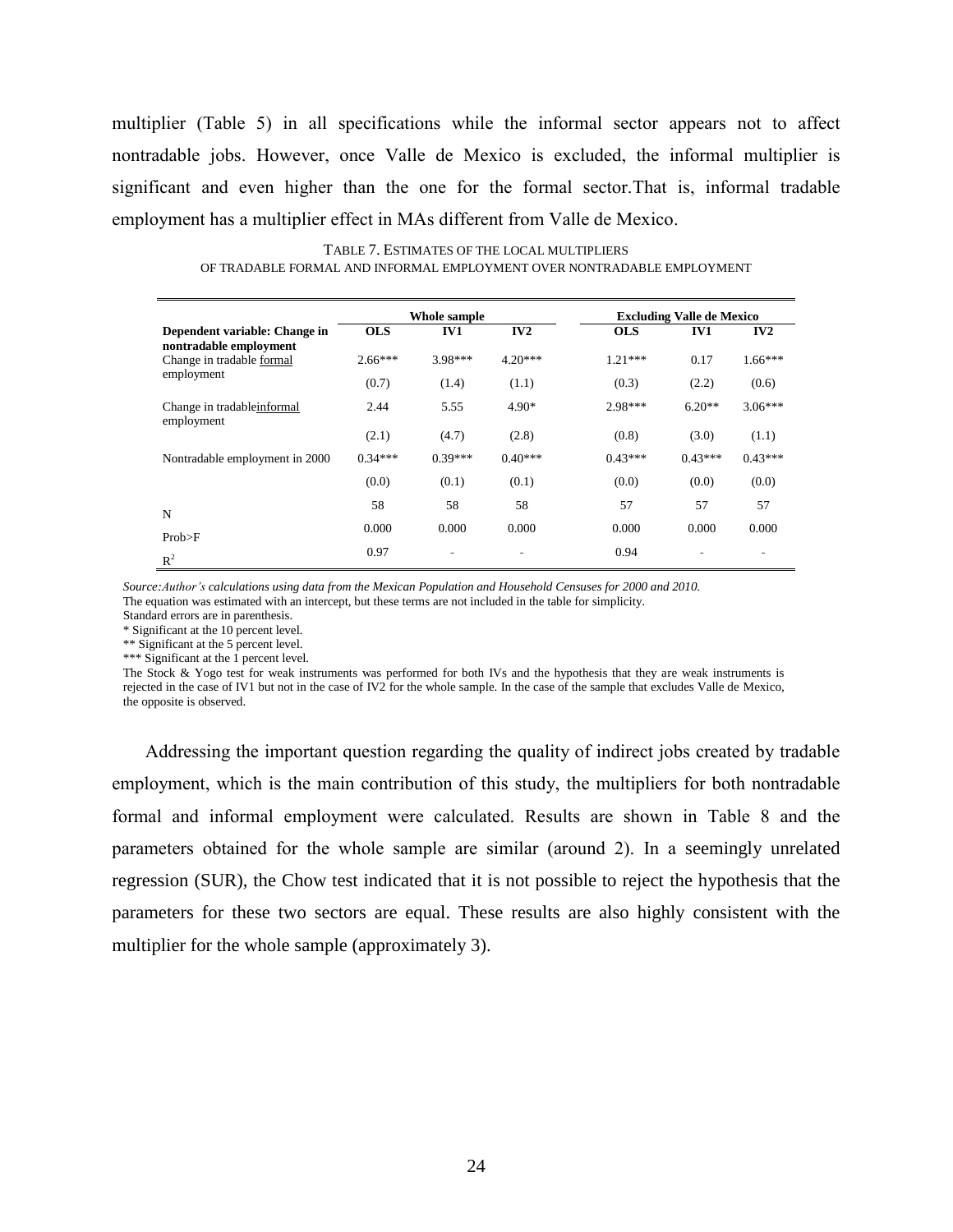multiplier (Table 5) in all specifications while the informal sector appears not to affect nontradable jobs. However, once Valle de Mexico is excluded, the informal multiplier is significant and even higher than the one for the formal sector.That is, informal tradable employment has a multiplier effect in MAs different from Valle de Mexico.

TABLE 7. ESTIMATES OF THE LOCAL MULTIPLIERS OF TRADABLE FORMAL AND INFORMAL EMPLOYMENT OVER NONTRADABLE EMPLOYMENT

| | Whole sample | | | Excluding Valle de Mexico | | |
|---|---|---|---|---|---|---|
| Dependent variable: Change in nontradable employment | OLS | IV1 | IV2 | OLS | IV1 | IV2 |
| Change in tradable formal employment | 2.66*** | 3.98*** | 4.20*** | 1.21*** | 0.17 | 1.66*** |
| | (0.7) | (1.4) | (1.1) | (0.3) | (2.2) | (0.6) |
| Change in tradableinformal employment | 2.44 | 5.55 | 4.90* | 2.98*** | 6.20** | 3.06*** |
| | (2.1) | (4.7) | (2.8) | (0.8) | (3.0) | (1.1) |
| Nontradable employment in 2000 | 0.34*** | 0.39*** | 0.40*** | 0.43*** | 0.43*** | 0.43*** |
| | (0.0) | (0.1) | (0.1) | (0.0) | (0.0) | (0.0) |
| N | 58 | 58 | 58 | 57 | 57 | 57 |
| Prob>F | 0.000 | 0.000 | 0.000 | 0.000 | 0.000 | 0.000 |
| $R^2$ | 0.97 | - | - | 0.94 | - | - |

*Source:Author's calculations using data from the Mexican Population and Household Censuses for 2000 and 2010.*

The equation was estimated with an intercept, but these terms are not included in the table for simplicity.

Standard errors are in parenthesis.

* Significant at the 10 percent level.

** Significant at the 5 percent level.

*** Significant at the 1 percent level.

The Stock & Yogo test for weak instruments was performed for both IVs and the hypothesis that they are weak instruments is rejected in the case of IV1 but not in the case of IV2 for the whole sample. In the case of the sample that excludes Valle de Mexico, the opposite is observed.

Addressing the important question regarding the quality of indirect jobs created by tradable employment, which is the main contribution of this study, the multipliers for both nontradable formal and informal employment were calculated. Results are shown in Table 8 and the parameters obtained for the whole sample are similar (around 2). In a seemingly unrelated regression (SUR), the Chow test indicated that it is not possible to reject the hypothesis that the parameters for these two sectors are equal. These results are also highly consistent with the multiplier for the whole sample (approximately 3).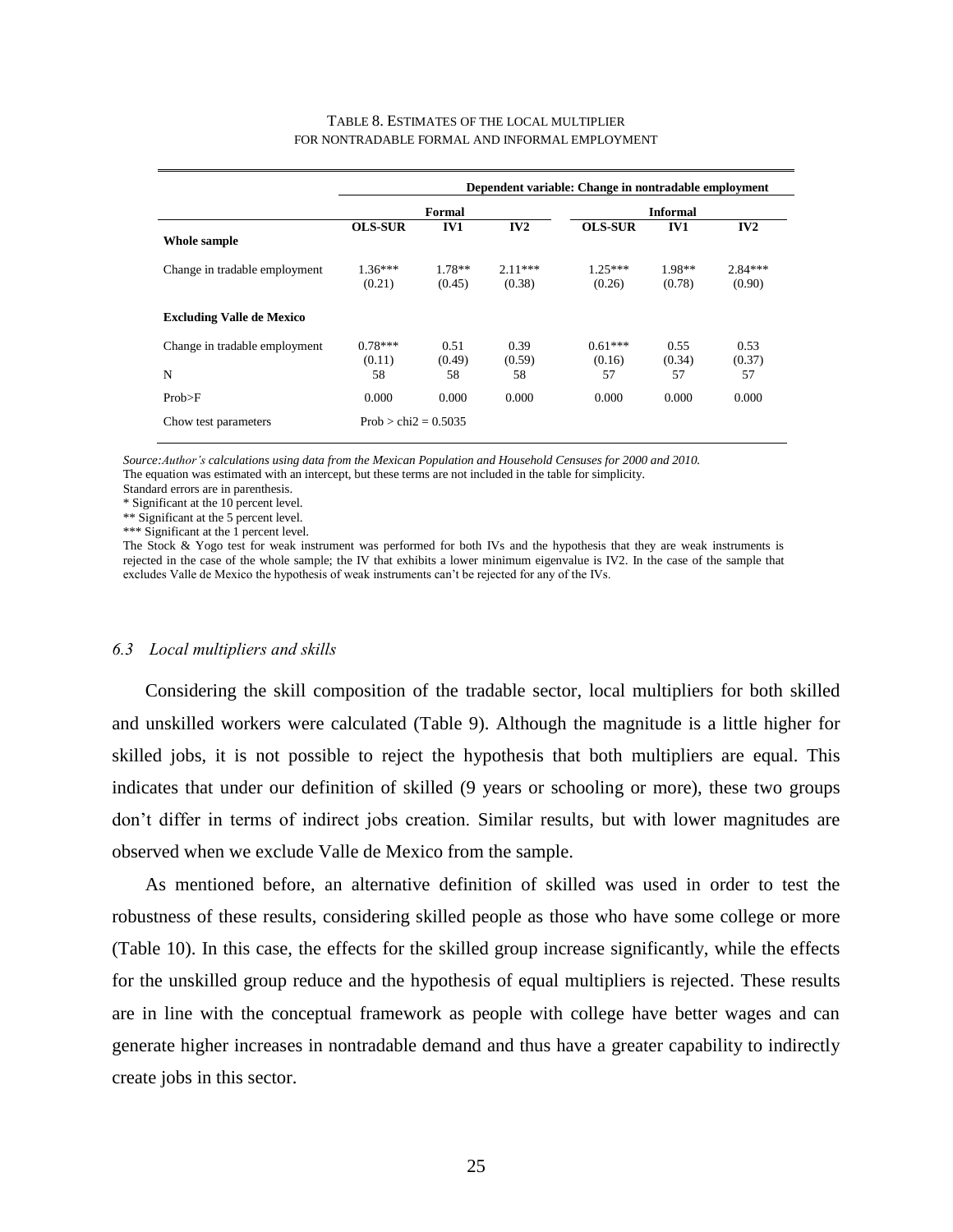TABLE 8. ESTIMATES OF THE LOCAL MULTIPLIER FOR NONTRADABLE FORMAL AND INFORMAL EMPLOYMENT

| | Dependent variable: Change in nontradable employment | | | | | |
|---|---|---|---|---|---|---|
| | **Formal** | | | **Informal** | | |
| | **OLS-SUR** | **IV1** | **IV2** | **OLS-SUR** | **IV1** | **IV2** |
| **Whole sample** | | | | | | |
| Change in tradable employment | 1.36***<br>(0.21) | 1.78**<br>(0.45) | 2.11***<br>(0.38) | 1.25***<br>(0.26) | 1.98**<br>(0.78) | 2.84***<br>(0.90) |
| **Excluding Valle de Mexico** | | | | | | |
| Change in tradable employment | 0.78***<br>(0.11) | 0.51<br>(0.49) | 0.39<br>(0.59) | 0.61***<br>(0.16) | 0.55<br>(0.34) | 0.53<br>(0.37) |
| N | 58 | 58 | 58 | 57 | 57 | 57 |
| Prob>F | 0.000 | 0.000 | 0.000 | 0.000 | 0.000 | 0.000 |
| Chow test parameters | Prob > chi2 = 0.5035 | | | | | |

*Source:Author's calculations using data from the Mexican Population and Household Censuses for 2000 and 2010.*
The equation was estimated with an intercept, but these terms are not included in the table for simplicity.
Standard errors are in parenthesis.
* Significant at the 10 percent level.
** Significant at the 5 percent level.
*** Significant at the 1 percent level.
The Stock & Yogo test for weak instrument was performed for both IVs and the hypothesis that they are weak instruments is rejected in the case of the whole sample; the IV that exhibits a lower minimum eigenvalue is IV2. In the case of the sample that excludes Valle de Mexico the hypothesis of weak instruments can't be rejected for any of the IVs.

### *6.3 Local multipliers and skills*

Considering the skill composition of the tradable sector, local multipliers for both skilled and unskilled workers were calculated (Table 9). Although the magnitude is a little higher for skilled jobs, it is not possible to reject the hypothesis that both multipliers are equal. This indicates that under our definition of skilled (9 years or schooling or more), these two groups don't differ in terms of indirect jobs creation. Similar results, but with lower magnitudes are observed when we exclude Valle de Mexico from the sample.

As mentioned before, an alternative definition of skilled was used in order to test the robustness of these results, considering skilled people as those who have some college or more (Table 10). In this case, the effects for the skilled group increase significantly, while the effects for the unskilled group reduce and the hypothesis of equal multipliers is rejected. These results are in line with the conceptual framework as people with college have better wages and can generate higher increases in nontradable demand and thus have a greater capability to indirectly create jobs in this sector.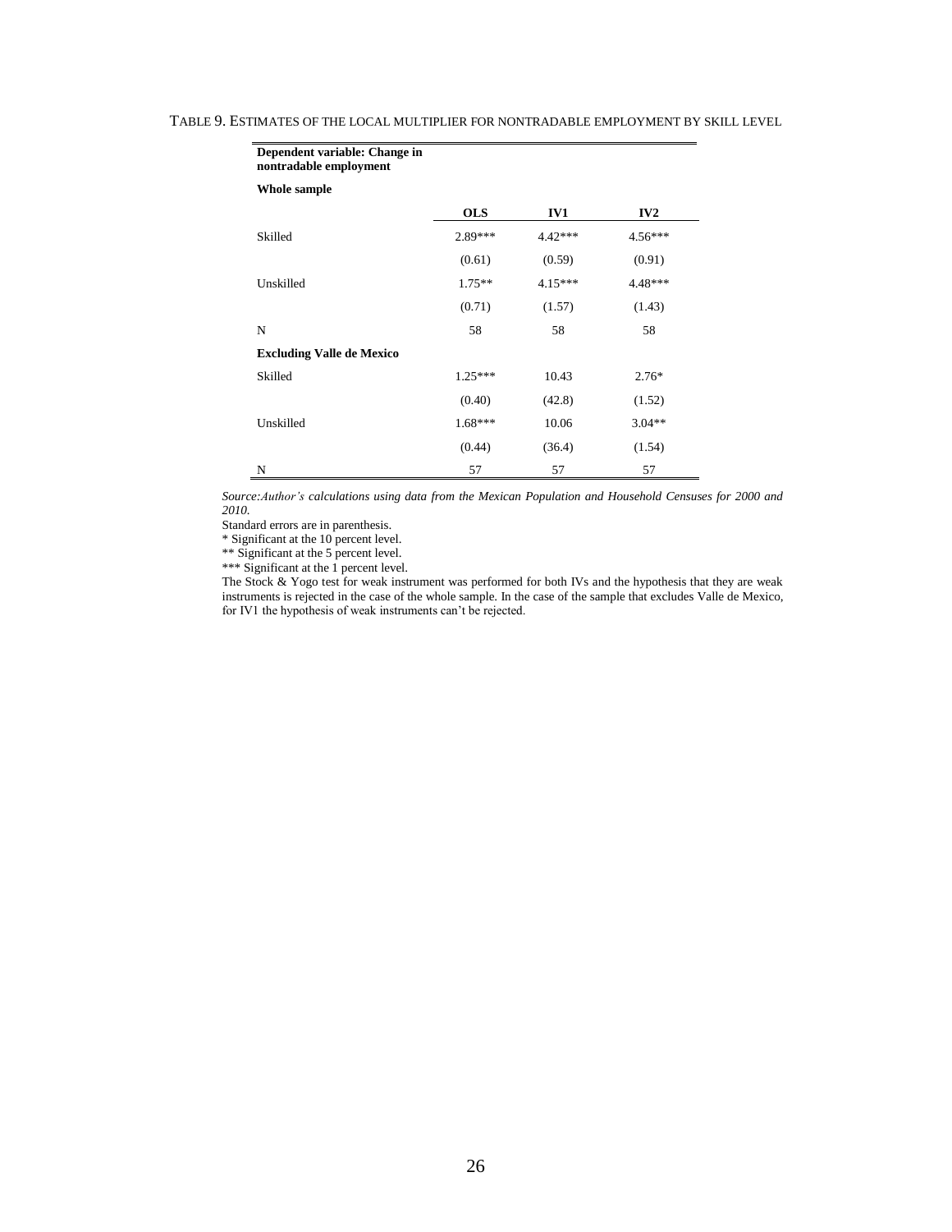TABLE 9. ESTIMATES OF THE LOCAL MULTIPLIER FOR NONTRADABLE EMPLOYMENT BY SKILL LEVEL

| **Dependent variable: Change in nontradable employment** | | | |
|---|---|---|---|
| **Whole sample** | | | |
| | **OLS** | **IV1** | **IV2** |
| Skilled | 2.89*** | 4.42*** | 4.56*** |
| | (0.61) | (0.59) | (0.91) |
| Unskilled | 1.75** | 4.15*** | 4.48*** |
| | (0.71) | (1.57) | (1.43) |
| N | 58 | 58 | 58 |
| **Excluding Valle de Mexico** | | | |
| Skilled | 1.25*** | 10.43 | 2.76* |
| | (0.40) | (42.8) | (1.52) |
| Unskilled | 1.68*** | 10.06 | 3.04** |
| | (0.44) | (36.4) | (1.54) |
| N | 57 | 57 | 57 |

*Source: Author's calculations using data from the Mexican Population and Household Censuses for 2000 and 2010.*

Standard errors are in parenthesis.

* Significant at the 10 percent level.

** Significant at the 5 percent level.

*** Significant at the 1 percent level.

The Stock & Yogo test for weak instrument was performed for both IVs and the hypothesis that they are weak instruments is rejected in the case of the whole sample. In the case of the sample that excludes Valle de Mexico, for IV1 the hypothesis of weak instruments can't be rejected.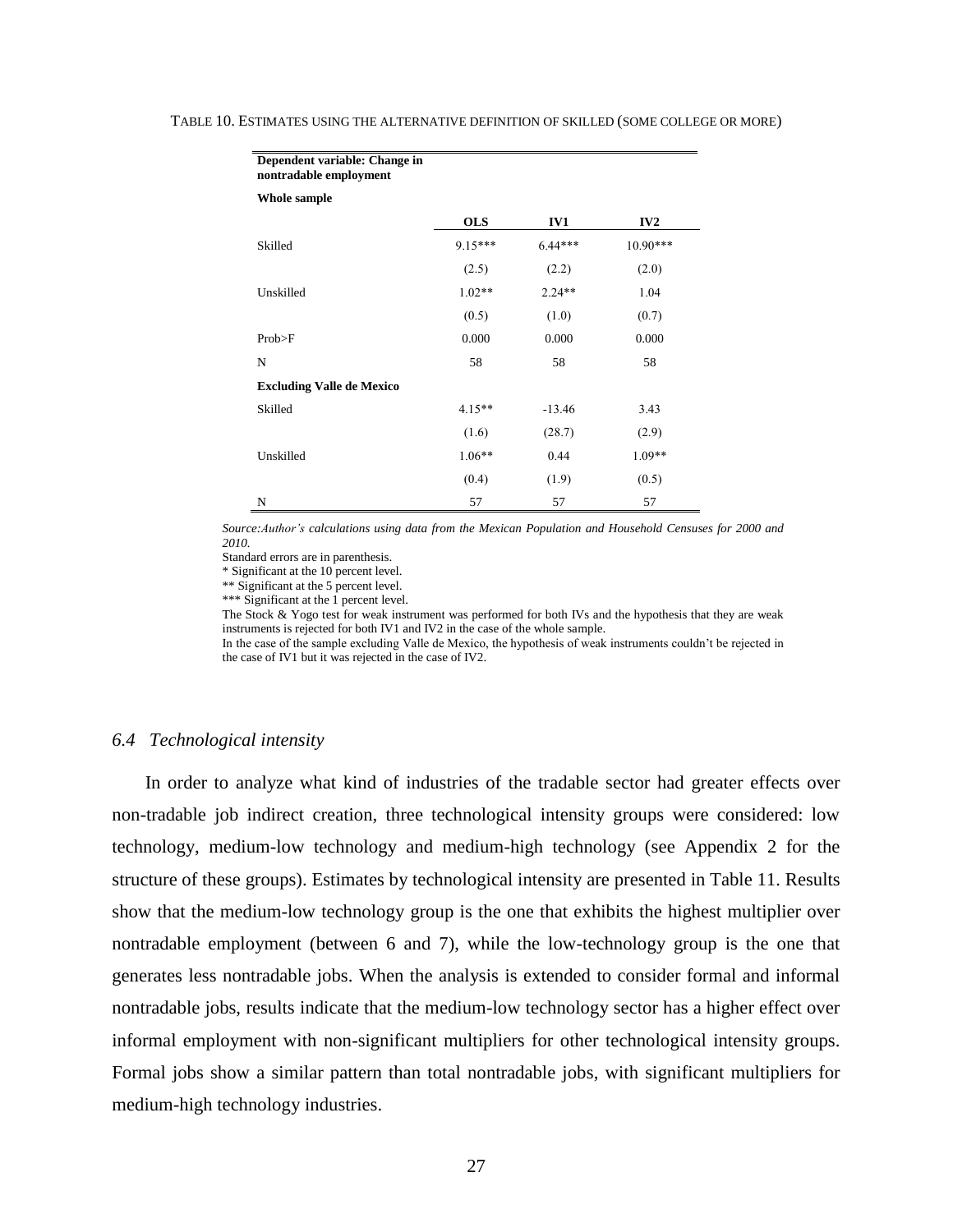TABLE 10. ESTIMATES USING THE ALTERNATIVE DEFINITION OF SKILLED (SOME COLLEGE OR MORE)

| **Dependent variable: Change in nontradable employment** | | | |
|---|---|---|---|
| **Whole sample** | | | |
| | **OLS** | **IV1** | **IV2** |
| Skilled | 9.15*** | 6.44*** | 10.90*** |
| | (2.5) | (2.2) | (2.0) |
| Unskilled | 1.02** | 2.24** | 1.04 |
| | (0.5) | (1.0) | (0.7) |
| Prob>F | 0.000 | 0.000 | 0.000 |
| N | 58 | 58 | 58 |
| **Excluding Valle de Mexico** | | | |
| Skilled | 4.15** | -13.46 | 3.43 |
| | (1.6) | (28.7) | (2.9) |
| Unskilled | 1.06** | 0.44 | 1.09** |
| | (0.4) | (1.9) | (0.5) |
| N | 57 | 57 | 57 |

*Source:Author's calculations using data from the Mexican Population and Household Censuses for 2000 and 2010.*

Standard errors are in parenthesis.

\* Significant at the 10 percent level.

\** Significant at the 5 percent level.

\*** Significant at the 1 percent level.

The Stock & Yogo test for weak instrument was performed for both IVs and the hypothesis that they are weak instruments is rejected for both IV1 and IV2 in the case of the whole sample.

In the case of the sample excluding Valle de Mexico, the hypothesis of weak instruments couldn't be rejected in the case of IV1 but it was rejected in the case of IV2.

### *6.4 Technological intensity*

In order to analyze what kind of industries of the tradable sector had greater effects over non-tradable job indirect creation, three technological intensity groups were considered: low technology, medium-low technology and medium-high technology (see Appendix 2 for the structure of these groups). Estimates by technological intensity are presented in Table 11. Results show that the medium-low technology group is the one that exhibits the highest multiplier over nontradable employment (between 6 and 7), while the low-technology group is the one that generates less nontradable jobs. When the analysis is extended to consider formal and informal nontradable jobs, results indicate that the medium-low technology sector has a higher effect over informal employment with non-significant multipliers for other technological intensity groups. Formal jobs show a similar pattern than total nontradable jobs, with significant multipliers for medium-high technology industries.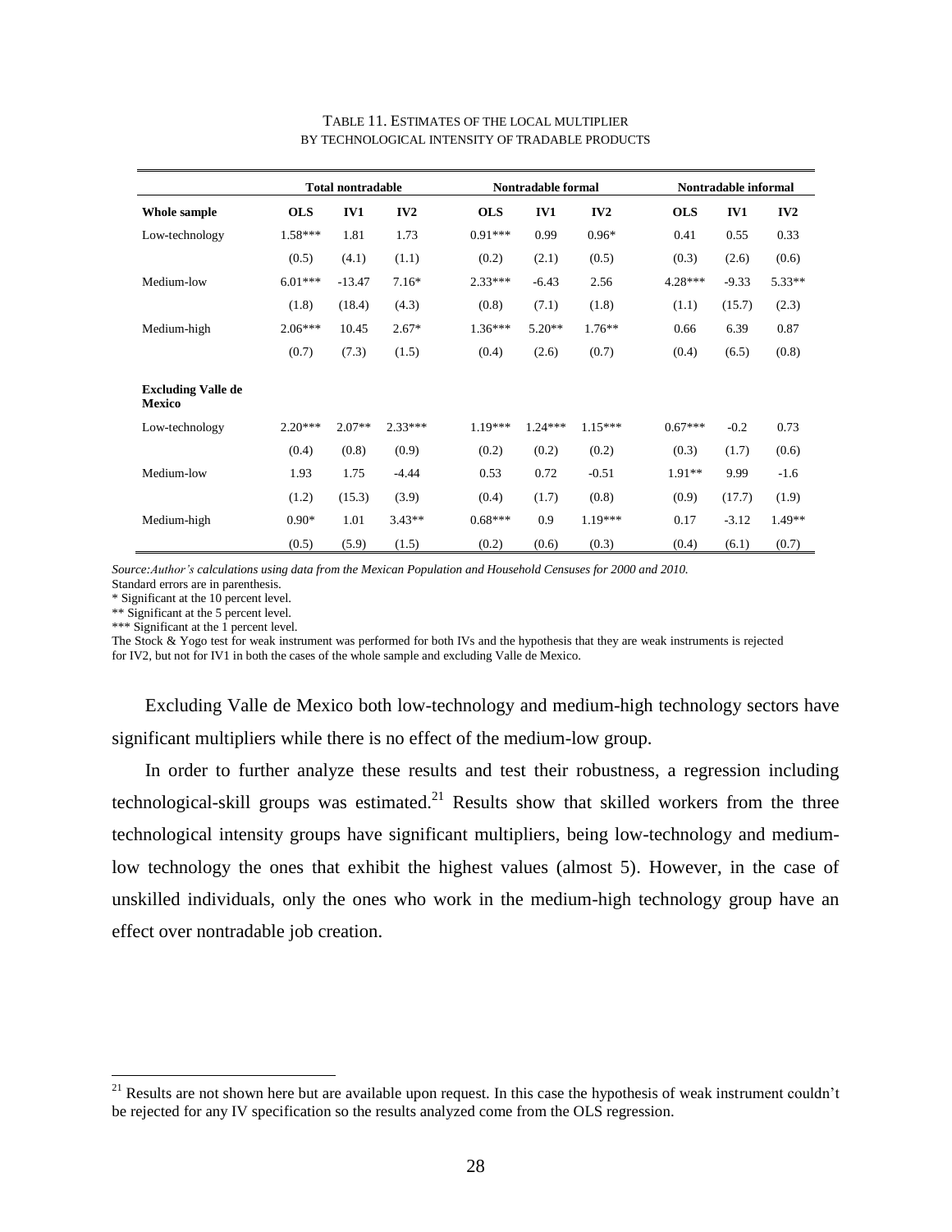TABLE 11. ESTIMATES OF THE LOCAL MULTIPLIER BY TECHNOLOGICAL INTENSITY OF TRADABLE PRODUCTS

| | Total nontradable | | | Nontradable formal | | | Nontradable informal | | |
|---|---|---|---|---|---|---|---|---|---|
| **Whole sample** | **OLS** | **IV1** | **IV2** | **OLS** | **IV1** | **IV2** | **OLS** | **IV1** | **IV2** |
| Low-technology | 1.58*** | 1.81 | 1.73 | 0.91*** | 0.99 | 0.96* | 0.41 | 0.55 | 0.33 |
| | (0.5) | (4.1) | (1.1) | (0.2) | (2.1) | (0.5) | (0.3) | (2.6) | (0.6) |
| Medium-low | 6.01*** | -13.47 | 7.16* | 2.33*** | -6.43 | 2.56 | 4.28*** | -9.33 | 5.33** |
| | (1.8) | (18.4) | (4.3) | (0.8) | (7.1) | (1.8) | (1.1) | (15.7) | (2.3) |
| Medium-high | 2.06*** | 10.45 | 2.67* | 1.36*** | 5.20** | 1.76** | 0.66 | 6.39 | 0.87 |
| | (0.7) | (7.3) | (1.5) | (0.4) | (2.6) | (0.7) | (0.4) | (6.5) | (0.8) |
| **Excluding Valle de Mexico** | | | | | | | | | |
| Low-technology | 2.20*** | 2.07** | 2.33*** | 1.19*** | 1.24*** | 1.15*** | 0.67*** | -0.2 | 0.73 |
| | (0.4) | (0.8) | (0.9) | (0.2) | (0.2) | (0.2) | (0.3) | (1.7) | (0.6) |
| Medium-low | 1.93 | 1.75 | -4.44 | 0.53 | 0.72 | -0.51 | 1.91** | 9.99 | -1.6 |
| | (1.2) | (15.3) | (3.9) | (0.4) | (1.7) | (0.8) | (0.9) | (17.7) | (1.9) |
| Medium-high | 0.90* | 1.01 | 3.43** | 0.68*** | 0.9 | 1.19*** | 0.17 | -3.12 | 1.49** |
| | (0.5) | (5.9) | (1.5) | (0.2) | (0.6) | (0.3) | (0.4) | (6.1) | (0.7) |

*Source: Author's calculations using data from the Mexican Population and Household Censuses for 2000 and 2010.*
Standard errors are in parenthesis.
* Significant at the 10 percent level.
** Significant at the 5 percent level.
*** Significant at the 1 percent level.
The Stock & Yogo test for weak instrument was performed for both IVs and the hypothesis that they are weak instruments is rejected for IV2, but not for IV1 in both the cases of the whole sample and excluding Valle de Mexico.

Excluding Valle de Mexico both low-technology and medium-high technology sectors have significant multipliers while there is no effect of the medium-low group.

In order to further analyze these results and test their robustness, a regression including technological-skill groups was estimated.[21] Results show that skilled workers from the three technological intensity groups have significant multipliers, being low-technology and medium-low technology the ones that exhibit the highest values (almost 5). However, in the case of unskilled individuals, only the ones who work in the medium-high technology group have an effect over nontradable job creation.

[21] Results are not shown here but are available upon request. In this case the hypothesis of weak instrument couldn't be rejected for any IV specification so the results analyzed come from the OLS regression.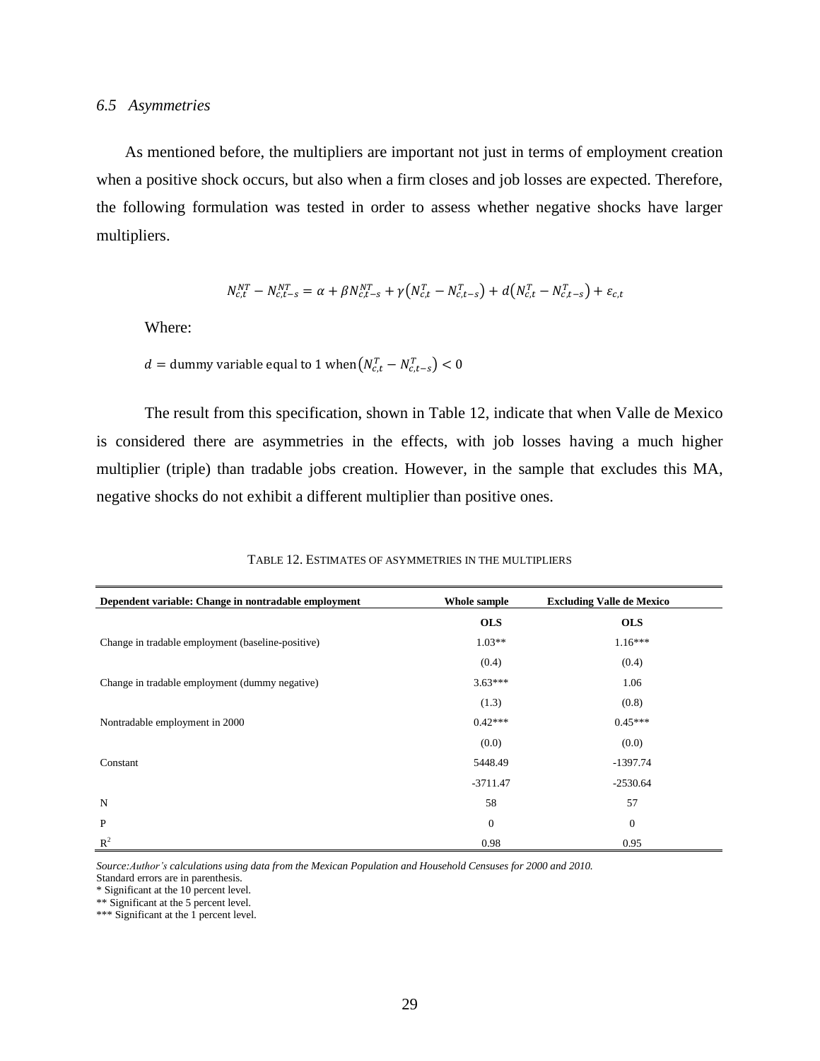### *6.5 Asymmetries*

As mentioned before, the multipliers are important not just in terms of employment creation when a positive shock occurs, but also when a firm closes and job losses are expected. Therefore, the following formulation was tested in order to assess whether negative shocks have larger multipliers.

$$N_{c,t}^{NT} - N_{c,t-s}^{NT} = \alpha + \beta N_{c,t-s}^{NT} + \gamma\left(N_{c,t}^{T} - N_{c,t-s}^{T}\right) + d\left(N_{c,t}^{T} - N_{c,t-s}^{T}\right) + \varepsilon_{c,t}$$

Where:

$d =$ dummy variable equal to 1 when $\left(N_{c,t}^{T} - N_{c,t-s}^{T}\right) < 0$

The result from this specification, shown in Table 12, indicate that when Valle de Mexico is considered there are asymmetries in the effects, with job losses having a much higher multiplier (triple) than tradable jobs creation. However, in the sample that excludes this MA, negative shocks do not exhibit a different multiplier than positive ones.

TABLE 12. ESTIMATES OF ASYMMETRIES IN THE MULTIPLIERS

| **Dependent variable: Change in nontradable employment** | **Whole sample** | **Excluding Valle de Mexico** |
|---|---|---|
| | **OLS** | **OLS** |
| Change in tradable employment (baseline-positive) | 1.03** | 1.16*** |
| | (0.4) | (0.4) |
| Change in tradable employment (dummy negative) | 3.63*** | 1.06 |
| | (1.3) | (0.8) |
| Nontradable employment in 2000 | 0.42*** | 0.45*** |
| | (0.0) | (0.0) |
| Constant | 5448.49 | -1397.74 |
| | -3711.47 | -2530.64 |
| N | 58 | 57 |
| P | 0 | 0 |
| $R^2$ | 0.98 | 0.95 |

*Source: Author's calculations using data from the Mexican Population and Household Censuses for 2000 and 2010.*
Standard errors are in parenthesis.
* Significant at the 10 percent level.
** Significant at the 5 percent level.
*** Significant at the 1 percent level.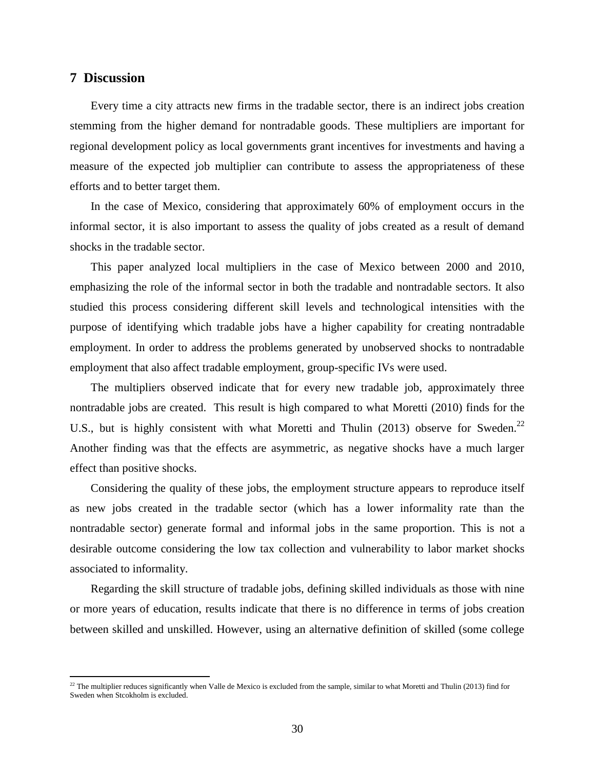## 7 Discussion

Every time a city attracts new firms in the tradable sector, there is an indirect jobs creation stemming from the higher demand for nontradable goods. These multipliers are important for regional development policy as local governments grant incentives for investments and having a measure of the expected job multiplier can contribute to assess the appropriateness of these efforts and to better target them.

In the case of Mexico, considering that approximately 60% of employment occurs in the informal sector, it is also important to assess the quality of jobs created as a result of demand shocks in the tradable sector.

This paper analyzed local multipliers in the case of Mexico between 2000 and 2010, emphasizing the role of the informal sector in both the tradable and nontradable sectors. It also studied this process considering different skill levels and technological intensities with the purpose of identifying which tradable jobs have a higher capability for creating nontradable employment. In order to address the problems generated by unobserved shocks to nontradable employment that also affect tradable employment, group-specific IVs were used.

The multipliers observed indicate that for every new tradable job, approximately three nontradable jobs are created. This result is high compared to what Moretti (2010) finds for the U.S., but is highly consistent with what Moretti and Thulin (2013) observe for Sweden.[22] Another finding was that the effects are asymmetric, as negative shocks have a much larger effect than positive shocks.

Considering the quality of these jobs, the employment structure appears to reproduce itself as new jobs created in the tradable sector (which has a lower informality rate than the nontradable sector) generate formal and informal jobs in the same proportion. This is not a desirable outcome considering the low tax collection and vulnerability to labor market shocks associated to informality.

Regarding the skill structure of tradable jobs, defining skilled individuals as those with nine or more years of education, results indicate that there is no difference in terms of jobs creation between skilled and unskilled. However, using an alternative definition of skilled (some college

[22] The multiplier reduces significantly when Valle de Mexico is excluded from the sample, similar to what Moretti and Thulin (2013) find for Sweden when Stcokholm is excluded.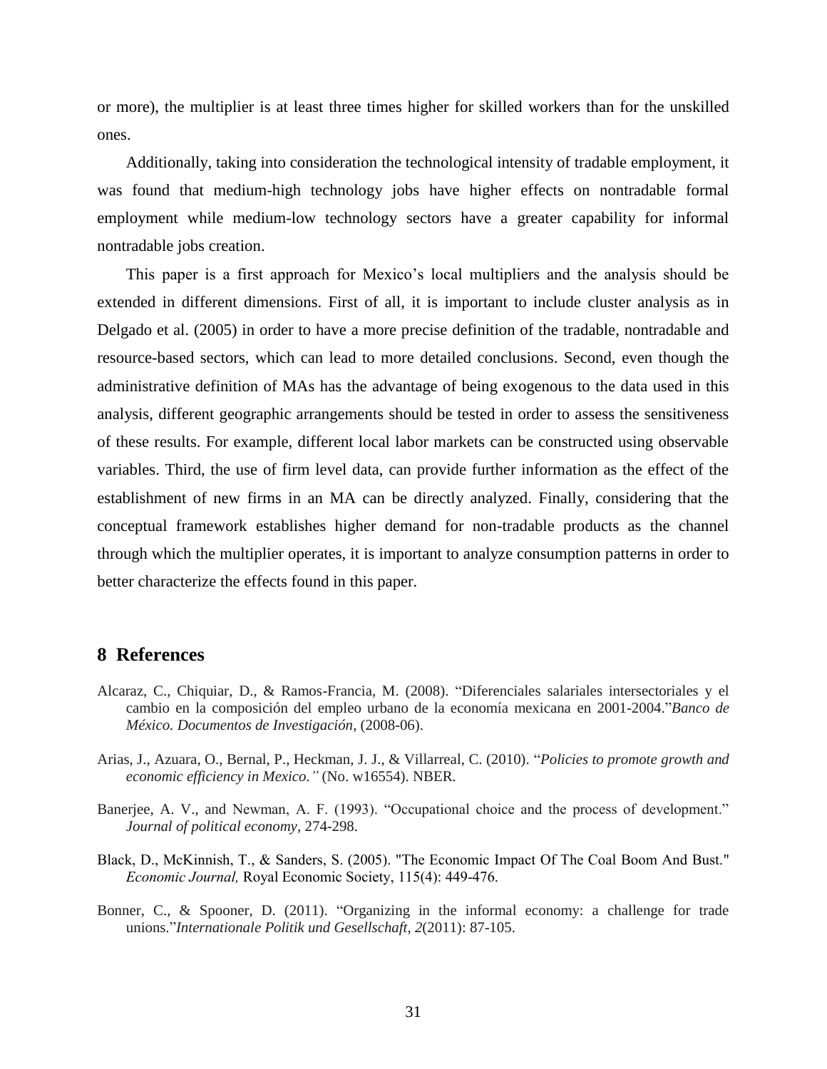or more), the multiplier is at least three times higher for skilled workers than for the unskilled ones.

Additionally, taking into consideration the technological intensity of tradable employment, it was found that medium-high technology jobs have higher effects on nontradable formal employment while medium-low technology sectors have a greater capability for informal nontradable jobs creation.

This paper is a first approach for Mexico's local multipliers and the analysis should be extended in different dimensions. First of all, it is important to include cluster analysis as in Delgado et al. (2005) in order to have a more precise definition of the tradable, nontradable and resource-based sectors, which can lead to more detailed conclusions. Second, even though the administrative definition of MAs has the advantage of being exogenous to the data used in this analysis, different geographic arrangements should be tested in order to assess the sensitiveness of these results. For example, different local labor markets can be constructed using observable variables. Third, the use of firm level data, can provide further information as the effect of the establishment of new firms in an MA can be directly analyzed. Finally, considering that the conceptual framework establishes higher demand for non-tradable products as the channel through which the multiplier operates, it is important to analyze consumption patterns in order to better characterize the effects found in this paper.

## 8 References

Alcaraz, C., Chiquiar, D., & Ramos-Francia, M. (2008). "Diferenciales salariales intersectoriales y el cambio en la composición del empleo urbano de la economía mexicana en 2001-2004."*Banco de México. Documentos de Investigación*, (2008-06).

Arias, J., Azuara, O., Bernal, P., Heckman, J. J., & Villarreal, C. (2010). "*Policies to promote growth and economic efficiency in Mexico."* (No. w16554). NBER.

Banerjee, A. V., and Newman, A. F. (1993). "Occupational choice and the process of development." *Journal of political economy*, 274-298.

Black, D., McKinnish, T., & Sanders, S. (2005). "The Economic Impact Of The Coal Boom And Bust." *Economic Journal,* Royal Economic Society, 115(4): 449-476.

Bonner, C., & Spooner, D. (2011). "Organizing in the informal economy: a challenge for trade unions."*Internationale Politik und Gesellschaft*, *2*(2011): 87-105.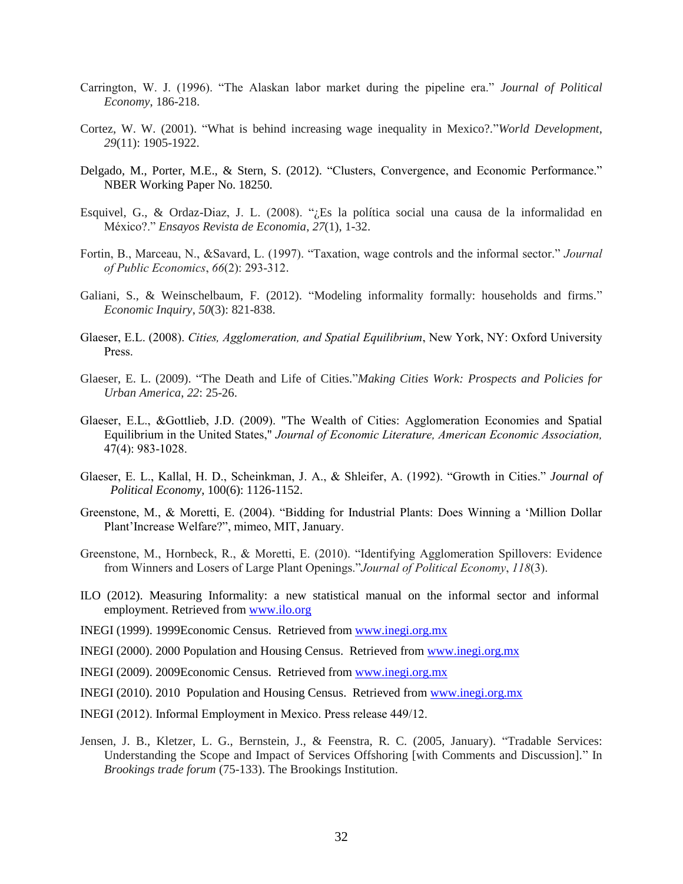Carrington, W. J. (1996). "The Alaskan labor market during the pipeline era." *Journal of Political Economy*, 186-218.

Cortez, W. W. (2001). "What is behind increasing wage inequality in Mexico?."*World Development*, *29*(11): 1905-1922.

Delgado, M., Porter, M.E., & Stern, S. (2012). "Clusters, Convergence, and Economic Performance." NBER Working Paper No. 18250.

Esquivel, G., & Ordaz-Diaz, J. L. (2008). "¿Es la política social una causa de la informalidad en México?." *Ensayos Revista de Economia*, *27*(1), 1-32.

Fortin, B., Marceau, N., &Savard, L. (1997). "Taxation, wage controls and the informal sector." *Journal of Public Economics*, *66*(2): 293-312.

Galiani, S., & Weinschelbaum, F. (2012). "Modeling informality formally: households and firms." *Economic Inquiry*, *50*(3): 821-838.

Glaeser, E.L. (2008). *Cities, Agglomeration, and Spatial Equilibrium*, New York, NY: Oxford University Press.

Glaeser, E. L. (2009). "The Death and Life of Cities."*Making Cities Work: Prospects and Policies for Urban America*, *22*: 25-26.

Glaeser, E.L., &Gottlieb, J.D. (2009). "The Wealth of Cities: Agglomeration Economies and Spatial Equilibrium in the United States," *Journal of Economic Literature, American Economic Association,* 47(4): 983-1028.

Glaeser, E. L., Kallal, H. D., Scheinkman, J. A., & Shleifer, A. (1992). "Growth in Cities." *Journal of Political Economy*, 100(6): 1126-1152.

Greenstone, M., & Moretti, E. (2004). "Bidding for Industrial Plants: Does Winning a 'Million Dollar Plant'Increase Welfare?", mimeo, MIT, January.

Greenstone, M., Hornbeck, R., & Moretti, E. (2010). "Identifying Agglomeration Spillovers: Evidence from Winners and Losers of Large Plant Openings."*Journal of Political Economy*, *118*(3).

ILO (2012). Measuring Informality: a new statistical manual on the informal sector and informal employment. Retrieved from www.ilo.org

INEGI (1999). 1999Economic Census. Retrieved from www.inegi.org.mx

INEGI (2000). 2000 Population and Housing Census. Retrieved from www.inegi.org.mx

INEGI (2009). 2009Economic Census. Retrieved from www.inegi.org.mx

INEGI (2010). 2010 Population and Housing Census. Retrieved from www.inegi.org.mx

INEGI (2012). Informal Employment in Mexico. Press release 449/12.

Jensen, J. B., Kletzer, L. G., Bernstein, J., & Feenstra, R. C. (2005, January). "Tradable Services: Understanding the Scope and Impact of Services Offshoring [with Comments and Discussion]." In *Brookings trade forum* (75-133). The Brookings Institution.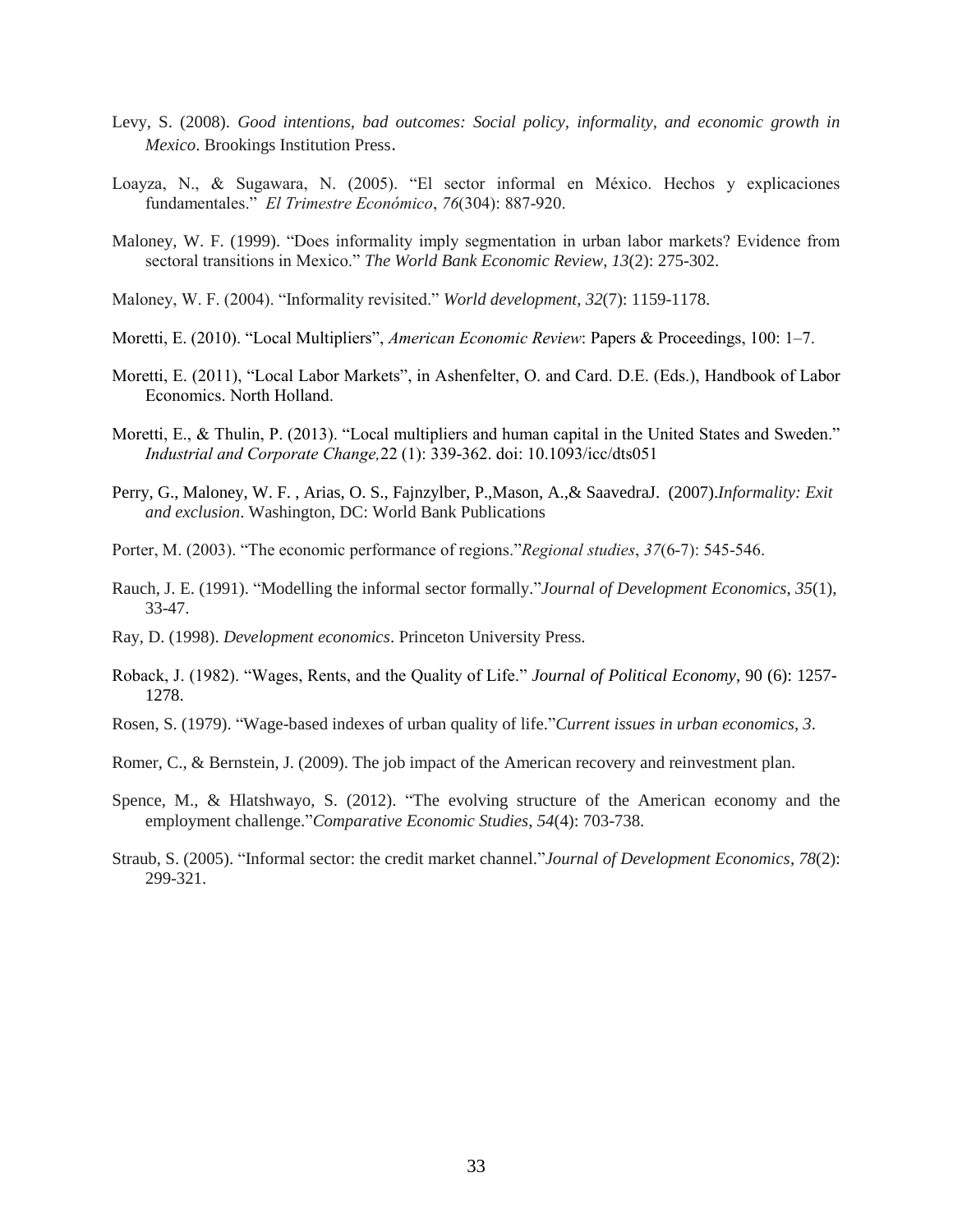Levy, S. (2008). *Good intentions, bad outcomes: Social policy, informality, and economic growth in Mexico*. Brookings Institution Press.

Loayza, N., & Sugawara, N. (2005). "El sector informal en México. Hechos y explicaciones fundamentales." *El Trimestre Económico*, *76*(304): 887-920.

Maloney, W. F. (1999). "Does informality imply segmentation in urban labor markets? Evidence from sectoral transitions in Mexico." *The World Bank Economic Review*, *13*(2): 275-302.

Maloney, W. F. (2004). "Informality revisited." *World development*, *32*(7): 1159-1178.

Moretti, E. (2010). "Local Multipliers", *American Economic Review*: Papers & Proceedings, 100: 1–7.

Moretti, E. (2011), "Local Labor Markets", in Ashenfelter, O. and Card. D.E. (Eds.), Handbook of Labor Economics. North Holland.

Moretti, E., & Thulin, P. (2013). "Local multipliers and human capital in the United States and Sweden." *Industrial and Corporate Change,*22 (1): 339-362. doi: 10.1093/icc/dts051

Perry, G., Maloney, W. F. , Arias, O. S., Fajnzylber, P.,Mason, A.,& SaavedraJ. (2007).*Informality: Exit and exclusion*. Washington, DC: World Bank Publications

Porter, M. (2003). "The economic performance of regions."*Regional studies*, *37*(6-7): 545-546.

Rauch, J. E. (1991). "Modelling the informal sector formally."*Journal of Development Economics*, *35*(1), 33-47.

Ray, D. (1998). *Development economics*. Princeton University Press.

Roback, J. (1982). "Wages, Rents, and the Quality of Life." *Journal of Political Economy*, 90 (6): 1257-1278.

Rosen, S. (1979). "Wage-based indexes of urban quality of life."*Current issues in urban economics*, *3*.

Romer, C., & Bernstein, J. (2009). The job impact of the American recovery and reinvestment plan.

Spence, M., & Hlatshwayo, S. (2012). "The evolving structure of the American economy and the employment challenge."*Comparative Economic Studies*, *54*(4): 703-738.

Straub, S. (2005). "Informal sector: the credit market channel."*Journal of Development Economics*, *78*(2): 299-321.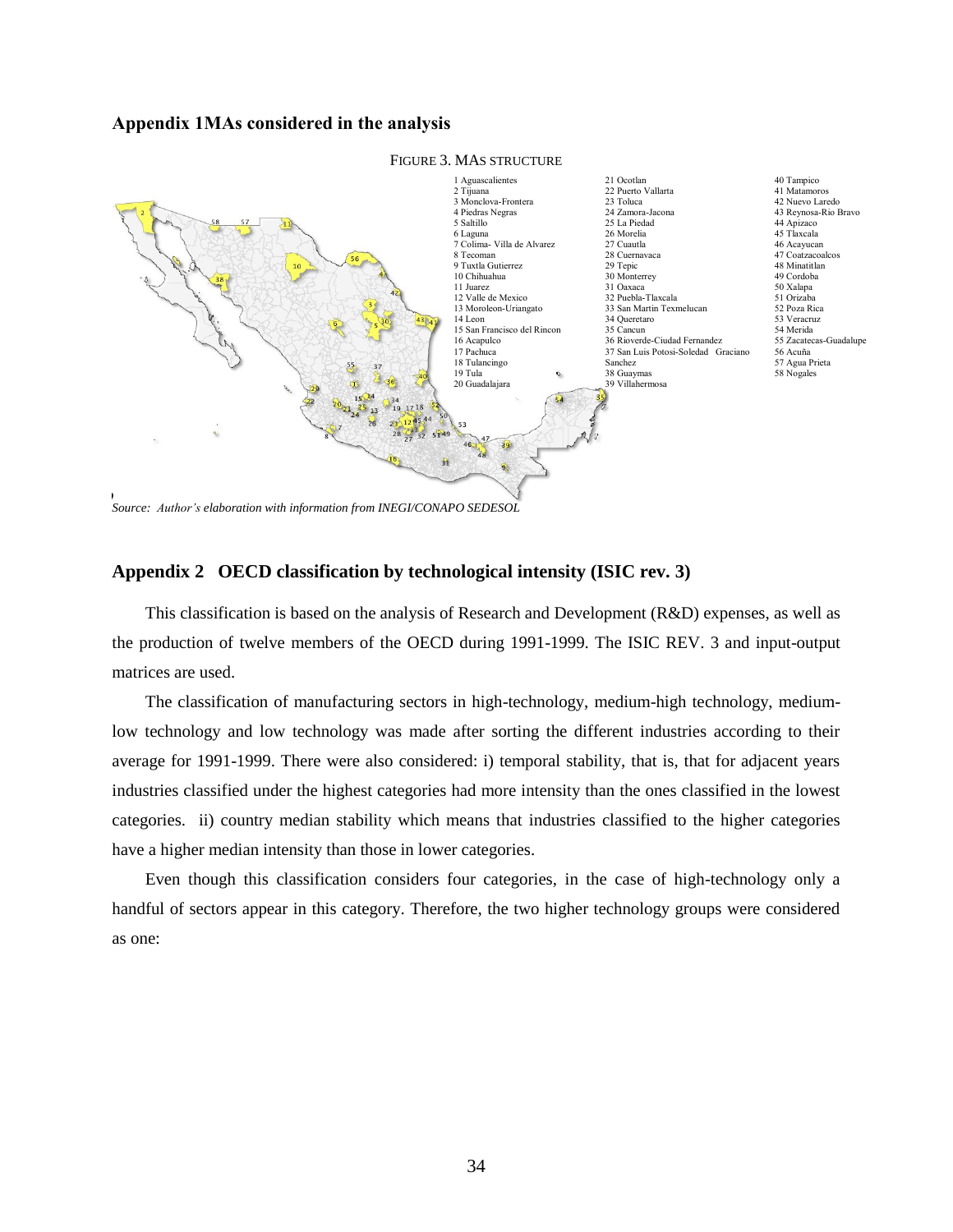## Appendix 1MAs considered in the analysis

FIGURE 3. MAS STRUCTURE

1 Aguascalientes
2 Tijuana
3 Monclova-Frontera
4 Piedras Negras
5 Saltillo
6 Laguna
7 Colima- Villa de Alvarez
8 Tecoman
9 Tuxtla Gutierrez
10 Chihuahua
11 Juarez
12 Valle de Mexico
13 Moroleon-Uriangato
14 Leon
15 San Francisco del Rincon
16 Acapulco
17 Pachuca
18 Tulancingo
19 Tula
20 Guadalajara
21 Ocotlan
22 Puerto Vallarta
23 Toluca
24 Zamora-Jacona
25 La Piedad
26 Morelia
27 Cuautla
28 Cuernavaca
29 Tepic
30 Monterrey
31 Oaxaca
32 Puebla-Tlaxcala
33 San Martin Texmelucan
34 Queretaro
35 Cancun
36 Rioverde-Ciudad Fernandez
37 San Luis Potosi-Soledad Graciano Sanchez
38 Guaymas
39 Villahermosa
40 Tampico
41 Matamoros
42 Nuevo Laredo
43 Reynosa-Rio Bravo
44 Apizaco
45 Tlaxcala
46 Acayucan
47 Coatzacoalcos
48 Minatitlan
49 Cordoba
50 Xalapa
51 Orizaba
52 Poza Rica
53 Veracruz
54 Merida
55 Zacatecas-Guadalupe
56 Acuña
57 Agua Prieta
58 Nogales

*Source: Author's elaboration with information from INEGI/CONAPO SEDESOL*

## Appendix 2 OECD classification by technological intensity (ISIC rev. 3)

This classification is based on the analysis of Research and Development (R&D) expenses, as well as the production of twelve members of the OECD during 1991-1999. The ISIC REV. 3 and input-output matrices are used.

The classification of manufacturing sectors in high-technology, medium-high technology, medium-low technology and low technology was made after sorting the different industries according to their average for 1991-1999. There were also considered: i) temporal stability, that is, that for adjacent years industries classified under the highest categories had more intensity than the ones classified in the lowest categories. ii) country median stability which means that industries classified to the higher categories have a higher median intensity than those in lower categories.

Even though this classification considers four categories, in the case of high-technology only a handful of sectors appear in this category. Therefore, the two higher technology groups were considered as one: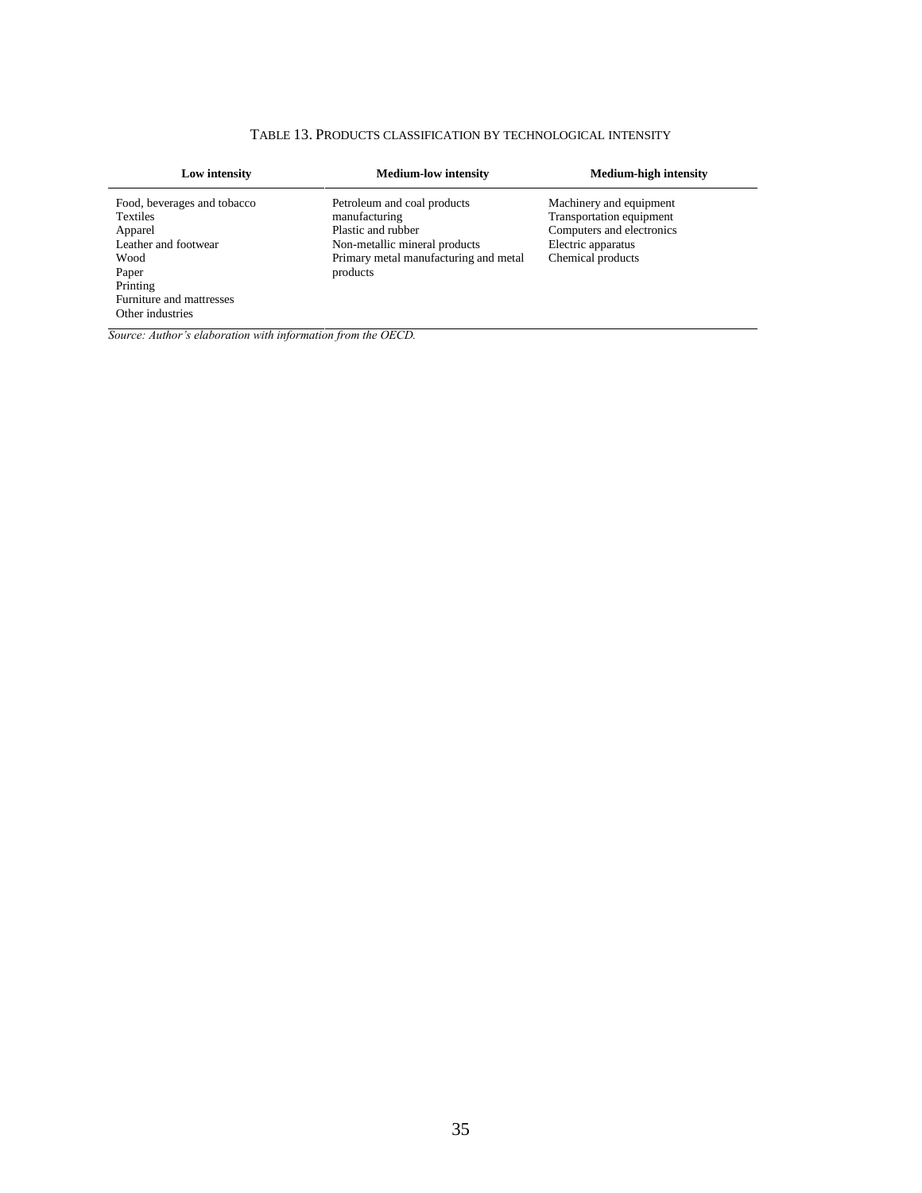TABLE 13. PRODUCTS CLASSIFICATION BY TECHNOLOGICAL INTENSITY

| Low intensity | Medium-low intensity | Medium-high intensity |
|---|---|---|
| Food, beverages and tobacco | Petroleum and coal products manufacturing | Machinery and equipment |
| Textiles | Plastic and rubber | Transportation equipment |
| Apparel | Non-metallic mineral products | Computers and electronics |
| Leather and footwear | Primary metal manufacturing and metal products | Electric apparatus |
| Wood | | Chemical products |
| Paper | | |
| Printing | | |
| Furniture and mattresses | | |
| Other industries | | |

*Source: Author's elaboration with information from the OECD.*